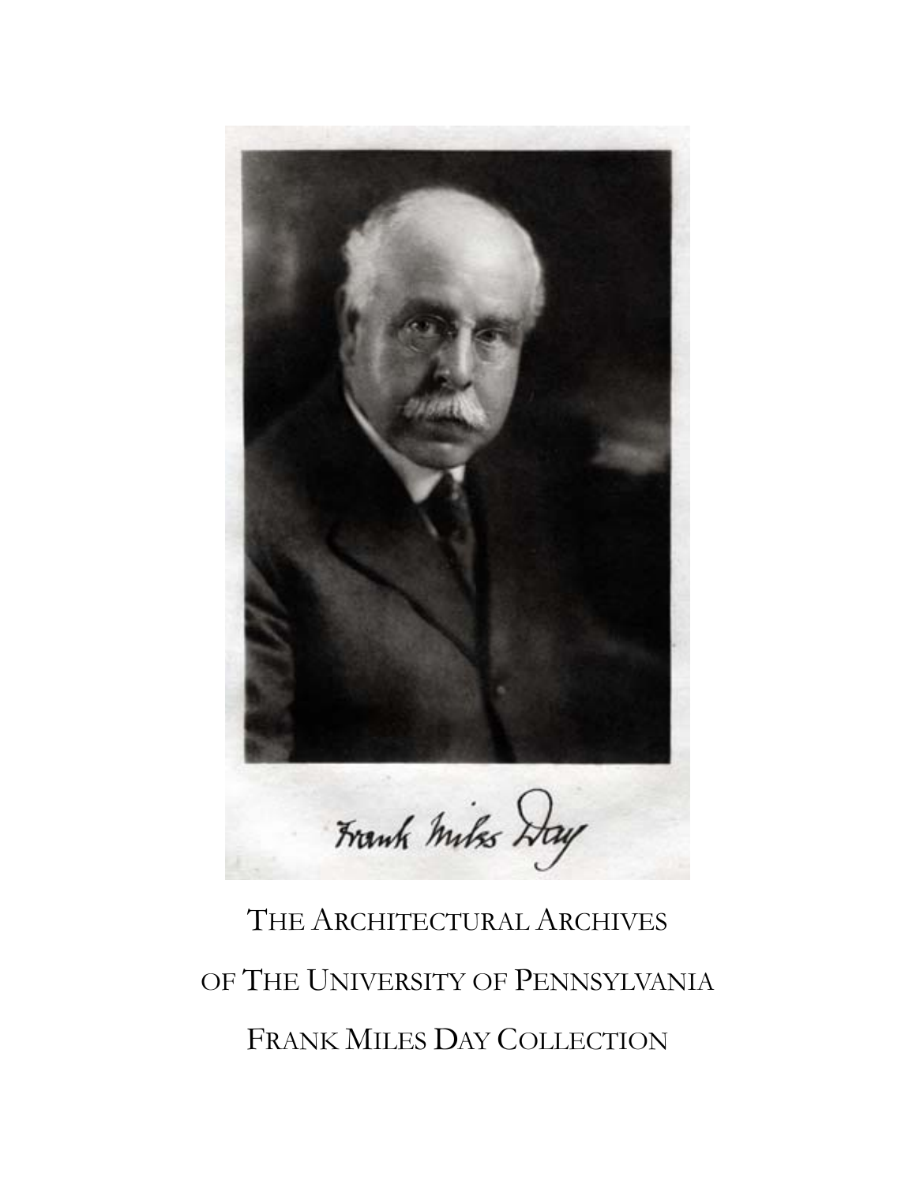Frank Miles Day

# THE ARCHITECTURAL ARCHIVES

# OF THE UNIVERSITY OF PENNSYLVANIA

# FRANK MILES DAY COLLECTION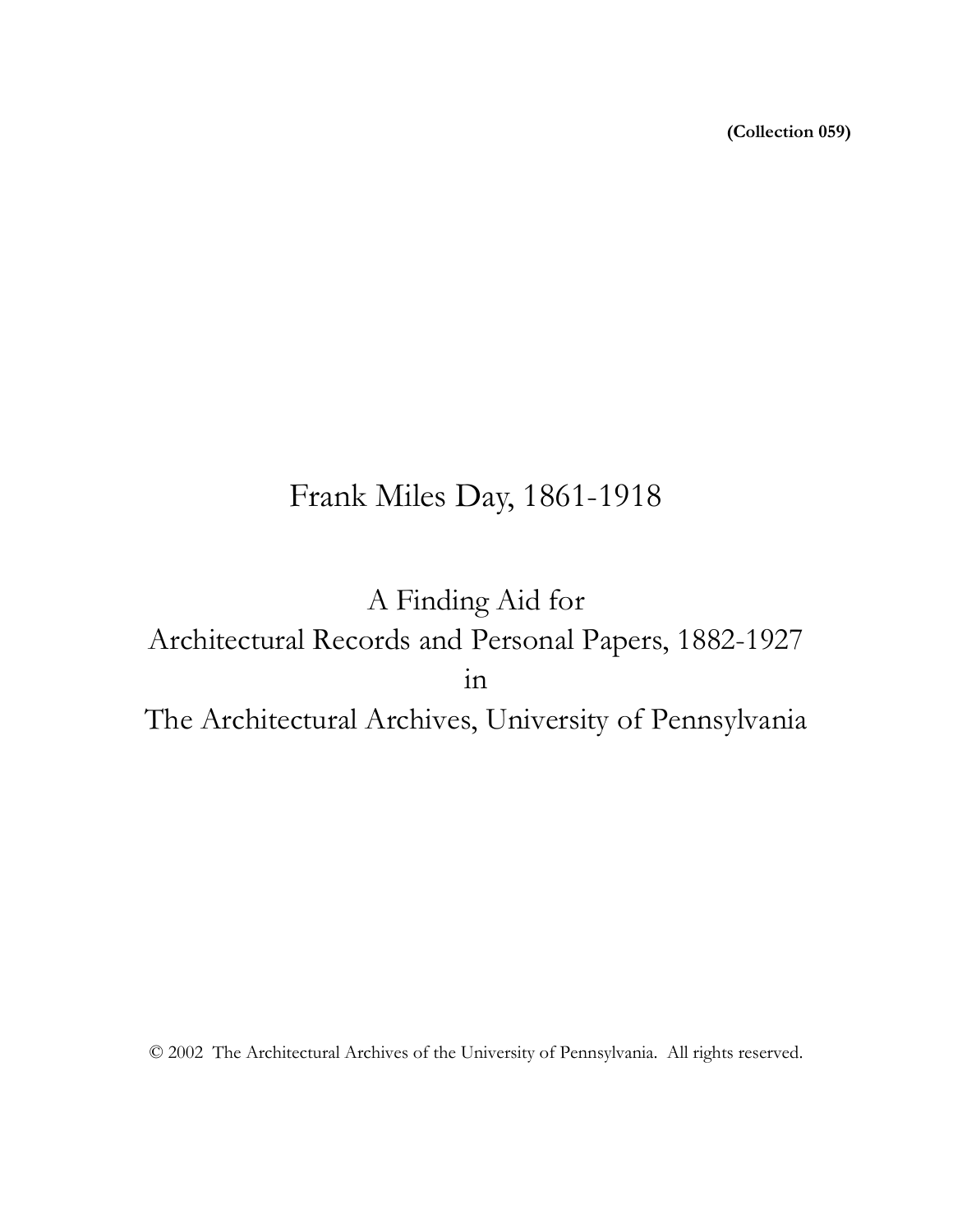**(Collection 059)**

# Frank Miles Day, 1861-1918

## A Finding Aid for
## Architectural Records and Personal Papers, 1882-1927
## in
## The Architectural Archives, University of Pennsylvania

© 2002 The Architectural Archives of the University of Pennsylvania. All rights reserved.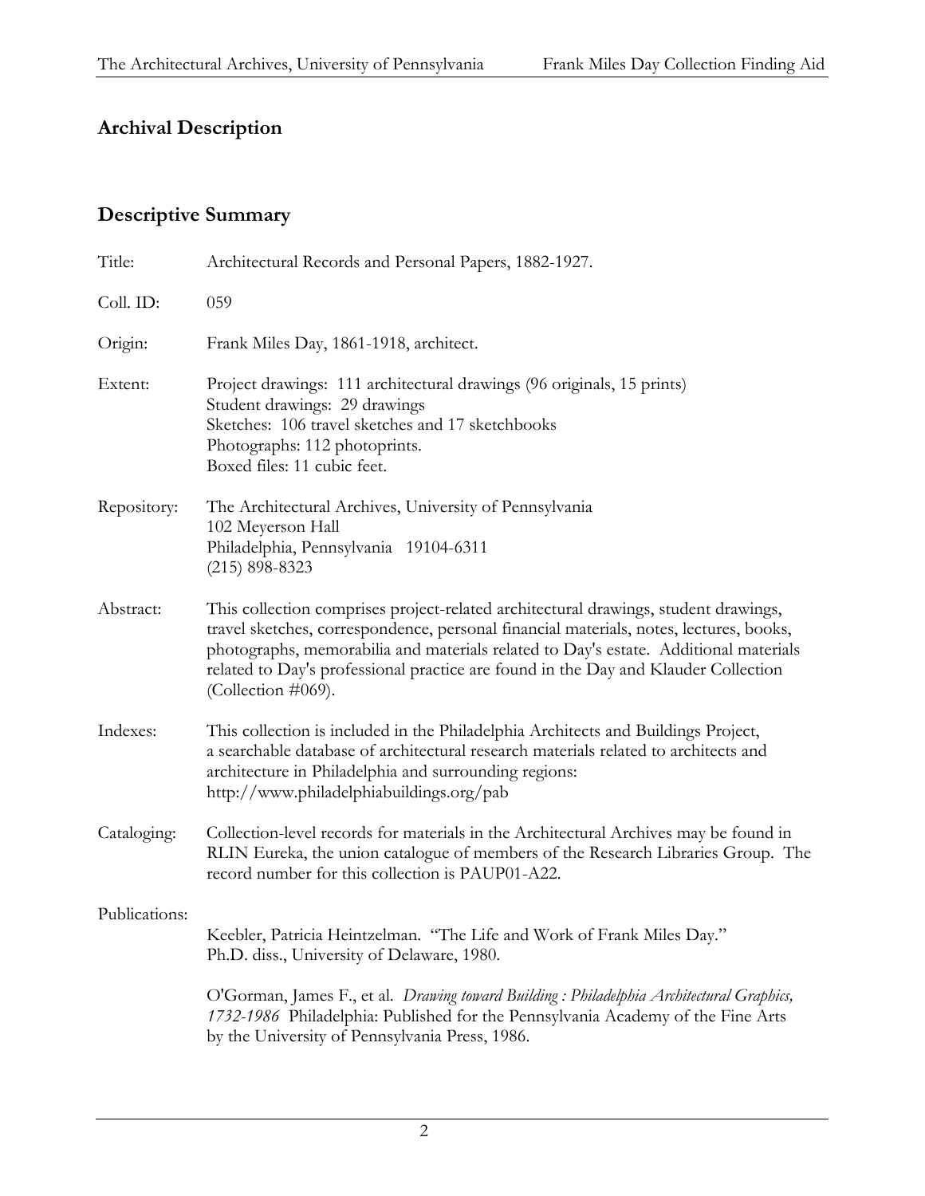# Archival Description

## Descriptive Summary

Title: Architectural Records and Personal Papers, 1882-1927.

Coll. ID: 059

Origin: Frank Miles Day, 1861-1918, architect.

Extent: Project drawings: 111 architectural drawings (96 originals, 15 prints)
Student drawings: 29 drawings
Sketches: 106 travel sketches and 17 sketchbooks
Photographs: 112 photoprints.
Boxed files: 11 cubic feet.

Repository: The Architectural Archives, University of Pennsylvania
102 Meyerson Hall
Philadelphia, Pennsylvania 19104-6311
(215) 898-8323

Abstract: This collection comprises project-related architectural drawings, student drawings, travel sketches, correspondence, personal financial materials, notes, lectures, books, photographs, memorabilia and materials related to Day's estate. Additional materials related to Day's professional practice are found in the Day and Klauder Collection (Collection #069).

Indexes: This collection is included in the Philadelphia Architects and Buildings Project, a searchable database of architectural research materials related to architects and architecture in Philadelphia and surrounding regions: http://www.philadelphiabuildings.org/pab

Cataloging: Collection-level records for materials in the Architectural Archives may be found in RLIN Eureka, the union catalogue of members of the Research Libraries Group. The record number for this collection is PAUP01-A22.

Publications:

Keebler, Patricia Heintzelman. "The Life and Work of Frank Miles Day." Ph.D. diss., University of Delaware, 1980.

O'Gorman, James F., et al. *Drawing toward Building : Philadelphia Architectural Graphics, 1732-1986* Philadelphia: Published for the Pennsylvania Academy of the Fine Arts by the University of Pennsylvania Press, 1986.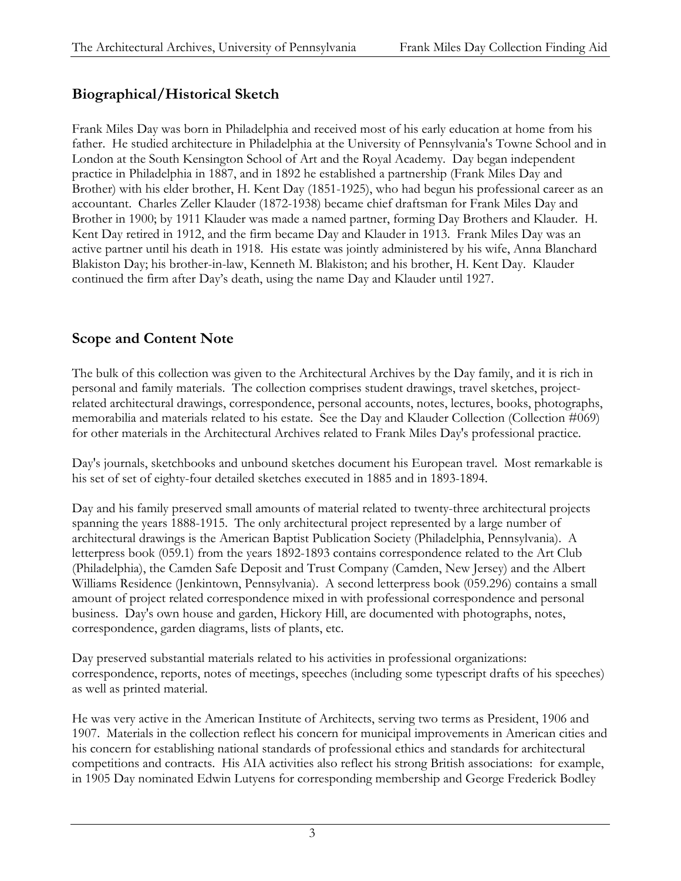## Biographical/Historical Sketch

Frank Miles Day was born in Philadelphia and received most of his early education at home from his father. He studied architecture in Philadelphia at the University of Pennsylvania's Towne School and in London at the South Kensington School of Art and the Royal Academy. Day began independent practice in Philadelphia in 1887, and in 1892 he established a partnership (Frank Miles Day and Brother) with his elder brother, H. Kent Day (1851-1925), who had begun his professional career as an accountant. Charles Zeller Klauder (1872-1938) became chief draftsman for Frank Miles Day and Brother in 1900; by 1911 Klauder was made a named partner, forming Day Brothers and Klauder. H. Kent Day retired in 1912, and the firm became Day and Klauder in 1913. Frank Miles Day was an active partner until his death in 1918. His estate was jointly administered by his wife, Anna Blanchard Blakiston Day; his brother-in-law, Kenneth M. Blakiston; and his brother, H. Kent Day. Klauder continued the firm after Day's death, using the name Day and Klauder until 1927.

## Scope and Content Note

The bulk of this collection was given to the Architectural Archives by the Day family, and it is rich in personal and family materials. The collection comprises student drawings, travel sketches, project-related architectural drawings, correspondence, personal accounts, notes, lectures, books, photographs, memorabilia and materials related to his estate. See the Day and Klauder Collection (Collection #069) for other materials in the Architectural Archives related to Frank Miles Day's professional practice.

Day's journals, sketchbooks and unbound sketches document his European travel. Most remarkable is his set of set of eighty-four detailed sketches executed in 1885 and in 1893-1894.

Day and his family preserved small amounts of material related to twenty-three architectural projects spanning the years 1888-1915. The only architectural project represented by a large number of architectural drawings is the American Baptist Publication Society (Philadelphia, Pennsylvania). A letterpress book (059.1) from the years 1892-1893 contains correspondence related to the Art Club (Philadelphia), the Camden Safe Deposit and Trust Company (Camden, New Jersey) and the Albert Williams Residence (Jenkintown, Pennsylvania). A second letterpress book (059.296) contains a small amount of project related correspondence mixed in with professional correspondence and personal business. Day's own house and garden, Hickory Hill, are documented with photographs, notes, correspondence, garden diagrams, lists of plants, etc.

Day preserved substantial materials related to his activities in professional organizations: correspondence, reports, notes of meetings, speeches (including some typescript drafts of his speeches) as well as printed material.

He was very active in the American Institute of Architects, serving two terms as President, 1906 and 1907. Materials in the collection reflect his concern for municipal improvements in American cities and his concern for establishing national standards of professional ethics and standards for architectural competitions and contracts. His AIA activities also reflect his strong British associations: for example, in 1905 Day nominated Edwin Lutyens for corresponding membership and George Frederick Bodley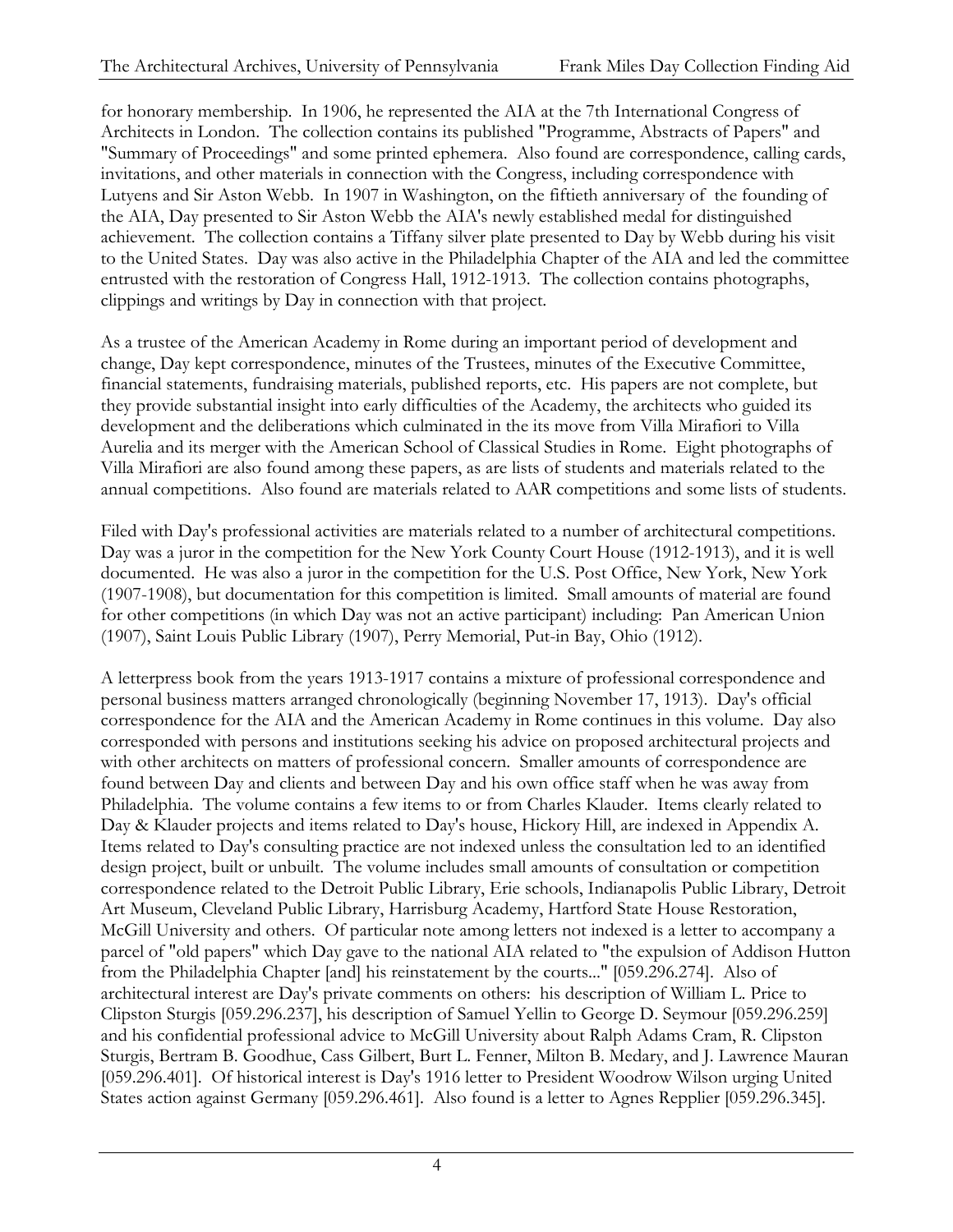for honorary membership. In 1906, he represented the AIA at the 7th International Congress of Architects in London. The collection contains its published "Programme, Abstracts of Papers" and "Summary of Proceedings" and some printed ephemera. Also found are correspondence, calling cards, invitations, and other materials in connection with the Congress, including correspondence with Lutyens and Sir Aston Webb. In 1907 in Washington, on the fiftieth anniversary of the founding of the AIA, Day presented to Sir Aston Webb the AIA's newly established medal for distinguished achievement. The collection contains a Tiffany silver plate presented to Day by Webb during his visit to the United States. Day was also active in the Philadelphia Chapter of the AIA and led the committee entrusted with the restoration of Congress Hall, 1912-1913. The collection contains photographs, clippings and writings by Day in connection with that project.

As a trustee of the American Academy in Rome during an important period of development and change, Day kept correspondence, minutes of the Trustees, minutes of the Executive Committee, financial statements, fundraising materials, published reports, etc. His papers are not complete, but they provide substantial insight into early difficulties of the Academy, the architects who guided its development and the deliberations which culminated in the its move from Villa Mirafiori to Villa Aurelia and its merger with the American School of Classical Studies in Rome. Eight photographs of Villa Mirafiori are also found among these papers, as are lists of students and materials related to the annual competitions. Also found are materials related to AAR competitions and some lists of students.

Filed with Day's professional activities are materials related to a number of architectural competitions. Day was a juror in the competition for the New York County Court House (1912-1913), and it is well documented. He was also a juror in the competition for the U.S. Post Office, New York, New York (1907-1908), but documentation for this competition is limited. Small amounts of material are found for other competitions (in which Day was not an active participant) including: Pan American Union (1907), Saint Louis Public Library (1907), Perry Memorial, Put-in Bay, Ohio (1912).

A letterpress book from the years 1913-1917 contains a mixture of professional correspondence and personal business matters arranged chronologically (beginning November 17, 1913). Day's official correspondence for the AIA and the American Academy in Rome continues in this volume. Day also corresponded with persons and institutions seeking his advice on proposed architectural projects and with other architects on matters of professional concern. Smaller amounts of correspondence are found between Day and clients and between Day and his own office staff when he was away from Philadelphia. The volume contains a few items to or from Charles Klauder. Items clearly related to Day & Klauder projects and items related to Day's house, Hickory Hill, are indexed in Appendix A. Items related to Day's consulting practice are not indexed unless the consultation led to an identified design project, built or unbuilt. The volume includes small amounts of consultation or competition correspondence related to the Detroit Public Library, Erie schools, Indianapolis Public Library, Detroit Art Museum, Cleveland Public Library, Harrisburg Academy, Hartford State House Restoration, McGill University and others. Of particular note among letters not indexed is a letter to accompany a parcel of "old papers" which Day gave to the national AIA related to "the expulsion of Addison Hutton from the Philadelphia Chapter [and] his reinstatement by the courts..." [059.296.274]. Also of architectural interest are Day's private comments on others: his description of William L. Price to Clipston Sturgis [059.296.237], his description of Samuel Yellin to George D. Seymour [059.296.259] and his confidential professional advice to McGill University about Ralph Adams Cram, R. Clipston Sturgis, Bertram B. Goodhue, Cass Gilbert, Burt L. Fenner, Milton B. Medary, and J. Lawrence Mauran [059.296.401]. Of historical interest is Day's 1916 letter to President Woodrow Wilson urging United States action against Germany [059.296.461]. Also found is a letter to Agnes Repplier [059.296.345].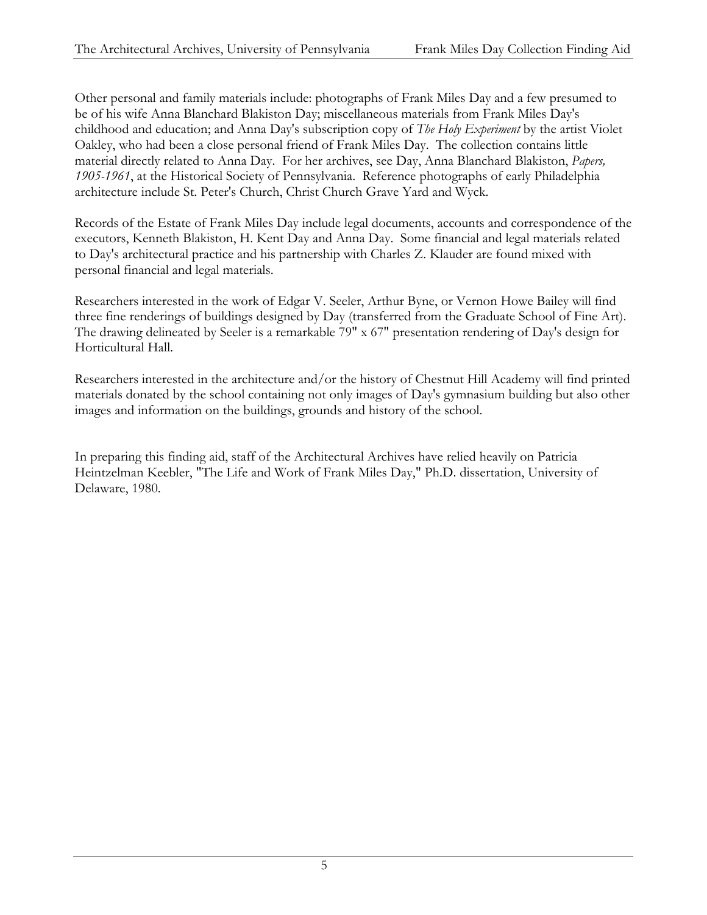Other personal and family materials include: photographs of Frank Miles Day and a few presumed to be of his wife Anna Blanchard Blakiston Day; miscellaneous materials from Frank Miles Day's childhood and education; and Anna Day's subscription copy of *The Holy Experiment* by the artist Violet Oakley, who had been a close personal friend of Frank Miles Day. The collection contains little material directly related to Anna Day. For her archives, see Day, Anna Blanchard Blakiston, *Papers, 1905-1961*, at the Historical Society of Pennsylvania. Reference photographs of early Philadelphia architecture include St. Peter's Church, Christ Church Grave Yard and Wyck.

Records of the Estate of Frank Miles Day include legal documents, accounts and correspondence of the executors, Kenneth Blakiston, H. Kent Day and Anna Day. Some financial and legal materials related to Day's architectural practice and his partnership with Charles Z. Klauder are found mixed with personal financial and legal materials.

Researchers interested in the work of Edgar V. Seeler, Arthur Byne, or Vernon Howe Bailey will find three fine renderings of buildings designed by Day (transferred from the Graduate School of Fine Art). The drawing delineated by Seeler is a remarkable 79" x 67" presentation rendering of Day's design for Horticultural Hall.

Researchers interested in the architecture and/or the history of Chestnut Hill Academy will find printed materials donated by the school containing not only images of Day's gymnasium building but also other images and information on the buildings, grounds and history of the school.

In preparing this finding aid, staff of the Architectural Archives have relied heavily on Patricia Heintzelman Keebler, "The Life and Work of Frank Miles Day," Ph.D. dissertation, University of Delaware, 1980.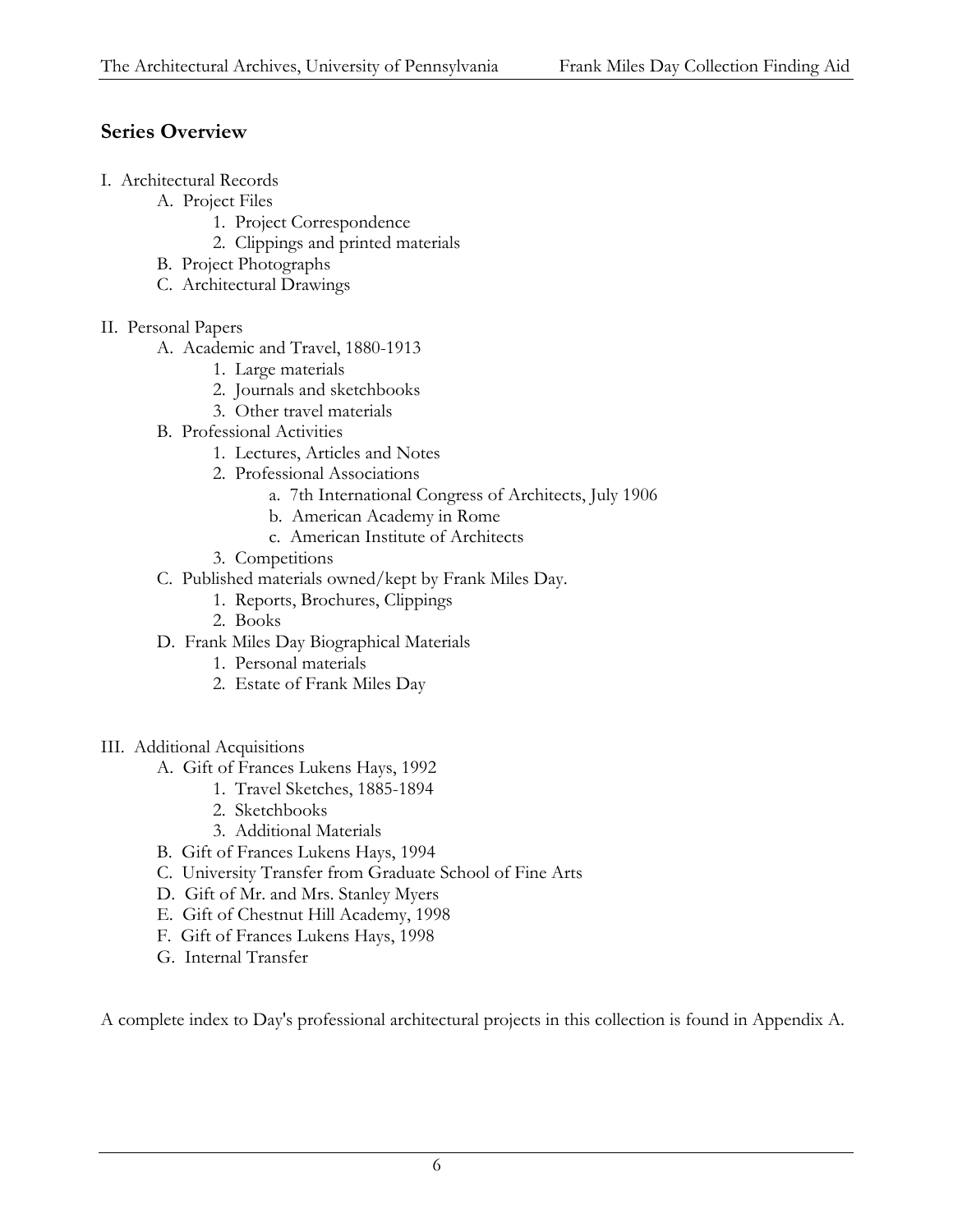## Series Overview

- I. Architectural Records
  - A. Project Files
    - 1. Project Correspondence
    - 2. Clippings and printed materials
  - B. Project Photographs
  - C. Architectural Drawings
- II. Personal Papers
  - A. Academic and Travel, 1880-1913
    - 1. Large materials
    - 2. Journals and sketchbooks
    - 3. Other travel materials
  - B. Professional Activities
    - 1. Lectures, Articles and Notes
    - 2. Professional Associations
      - a. 7th International Congress of Architects, July 1906
      - b. American Academy in Rome
      - c. American Institute of Architects
    - 3. Competitions
  - C. Published materials owned/kept by Frank Miles Day.
    - 1. Reports, Brochures, Clippings
    - 2. Books
  - D. Frank Miles Day Biographical Materials
    - 1. Personal materials
    - 2. Estate of Frank Miles Day
- III. Additional Acquisitions
  - A. Gift of Frances Lukens Hays, 1992
    - 1. Travel Sketches, 1885-1894
    - 2. Sketchbooks
    - 3. Additional Materials
  - B. Gift of Frances Lukens Hays, 1994
  - C. University Transfer from Graduate School of Fine Arts
  - D. Gift of Mr. and Mrs. Stanley Myers
  - E. Gift of Chestnut Hill Academy, 1998
  - F. Gift of Frances Lukens Hays, 1998
  - G. Internal Transfer

A complete index to Day's professional architectural projects in this collection is found in Appendix A.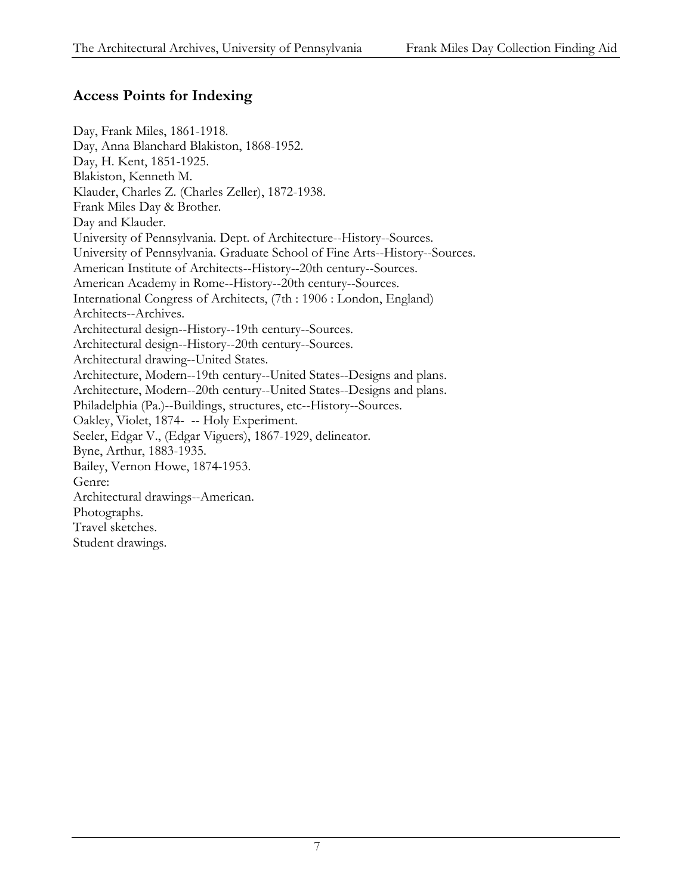## Access Points for Indexing

Day, Frank Miles, 1861-1918.
Day, Anna Blanchard Blakiston, 1868-1952.
Day, H. Kent, 1851-1925.
Blakiston, Kenneth M.
Klauder, Charles Z. (Charles Zeller), 1872-1938.
Frank Miles Day & Brother.
Day and Klauder.
University of Pennsylvania. Dept. of Architecture--History--Sources.
University of Pennsylvania. Graduate School of Fine Arts--History--Sources.
American Institute of Architects--History--20th century--Sources.
American Academy in Rome--History--20th century--Sources.
International Congress of Architects, (7th : 1906 : London, England)
Architects--Archives.
Architectural design--History--19th century--Sources.
Architectural design--History--20th century--Sources.
Architectural drawing--United States.
Architecture, Modern--19th century--United States--Designs and plans.
Architecture, Modern--20th century--United States--Designs and plans.
Philadelphia (Pa.)--Buildings, structures, etc--History--Sources.
Oakley, Violet, 1874-  -- Holy Experiment.
Seeler, Edgar V., (Edgar Viguers), 1867-1929, delineator.
Byne, Arthur, 1883-1935.
Bailey, Vernon Howe, 1874-1953.
Genre:
Architectural drawings--American.
Photographs.
Travel sketches.
Student drawings.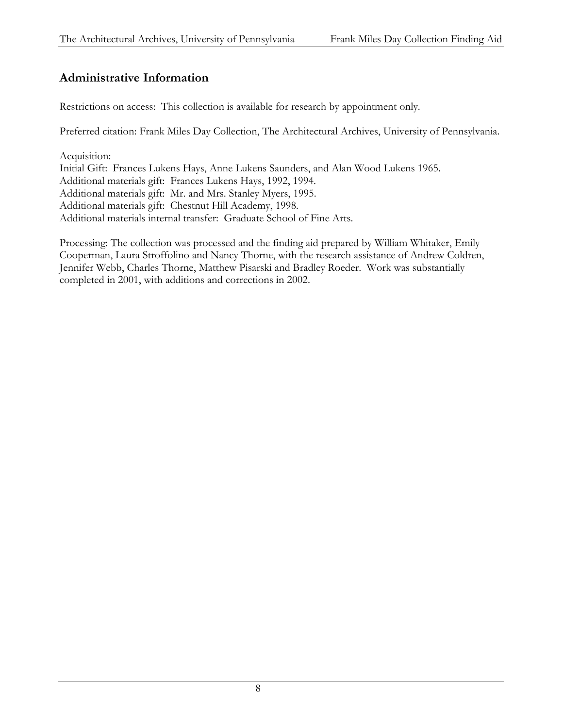## Administrative Information

Restrictions on access: This collection is available for research by appointment only.

Preferred citation: Frank Miles Day Collection, The Architectural Archives, University of Pennsylvania.

Acquisition:
Initial Gift: Frances Lukens Hays, Anne Lukens Saunders, and Alan Wood Lukens 1965.
Additional materials gift: Frances Lukens Hays, 1992, 1994.
Additional materials gift: Mr. and Mrs. Stanley Myers, 1995.
Additional materials gift: Chestnut Hill Academy, 1998.
Additional materials internal transfer: Graduate School of Fine Arts.

Processing: The collection was processed and the finding aid prepared by William Whitaker, Emily Cooperman, Laura Stroffolino and Nancy Thorne, with the research assistance of Andrew Coldren, Jennifer Webb, Charles Thorne, Matthew Pisarski and Bradley Roeder. Work was substantially completed in 2001, with additions and corrections in 2002.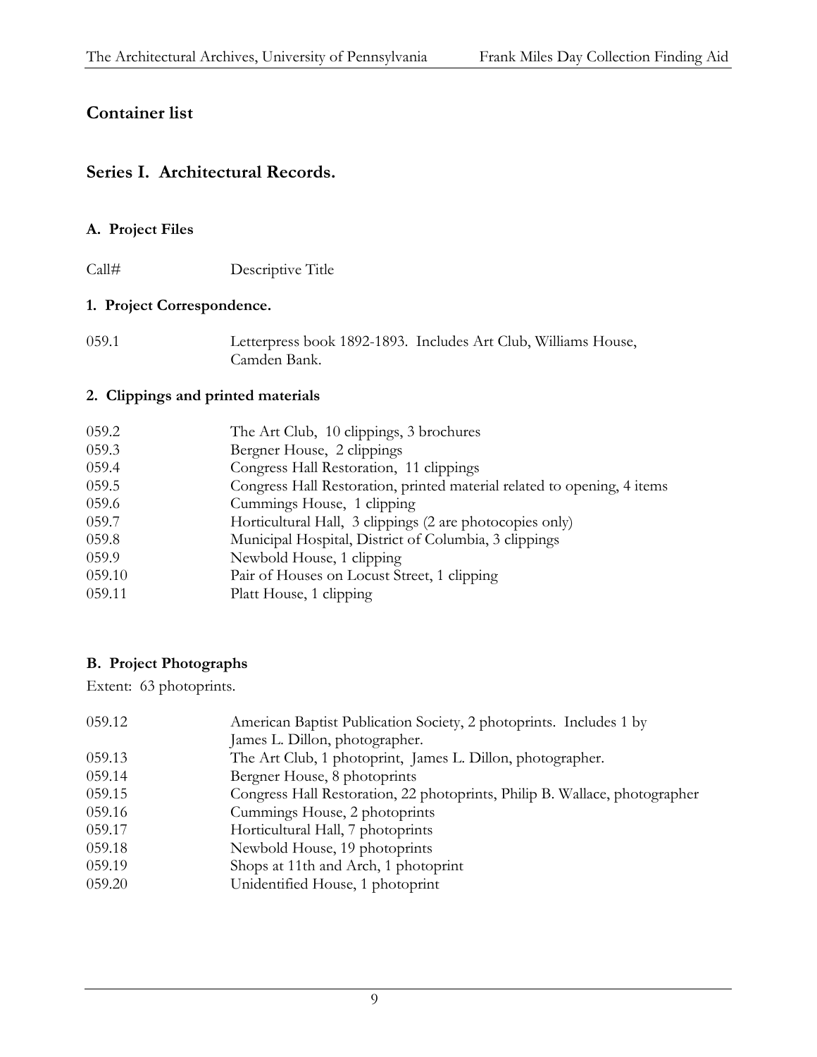## Container list

## Series I. Architectural Records.

### A. Project Files

| Call# | Descriptive Title |
|---|---|

#### 1. Project Correspondence.

| Call# | Descriptive Title |
|---|---|
| 059.1 | Letterpress book 1892-1893. Includes Art Club, Williams House, Camden Bank. |

#### 2. Clippings and printed materials

| Call# | Descriptive Title |
|---|---|
| 059.2 | The Art Club, 10 clippings, 3 brochures |
| 059.3 | Bergner House, 2 clippings |
| 059.4 | Congress Hall Restoration, 11 clippings |
| 059.5 | Congress Hall Restoration, printed material related to opening, 4 items |
| 059.6 | Cummings House, 1 clipping |
| 059.7 | Horticultural Hall, 3 clippings (2 are photocopies only) |
| 059.8 | Municipal Hospital, District of Columbia, 3 clippings |
| 059.9 | Newbold House, 1 clipping |
| 059.10 | Pair of Houses on Locust Street, 1 clipping |
| 059.11 | Platt House, 1 clipping |

### B. Project Photographs

Extent: 63 photoprints.

| Call# | Descriptive Title |
|---|---|
| 059.12 | American Baptist Publication Society, 2 photoprints. Includes 1 by James L. Dillon, photographer. |
| 059.13 | The Art Club, 1 photoprint, James L. Dillon, photographer. |
| 059.14 | Bergner House, 8 photoprints |
| 059.15 | Congress Hall Restoration, 22 photoprints, Philip B. Wallace, photographer |
| 059.16 | Cummings House, 2 photoprints |
| 059.17 | Horticultural Hall, 7 photoprints |
| 059.18 | Newbold House, 19 photoprints |
| 059.19 | Shops at 11th and Arch, 1 photoprint |
| 059.20 | Unidentified House, 1 photoprint |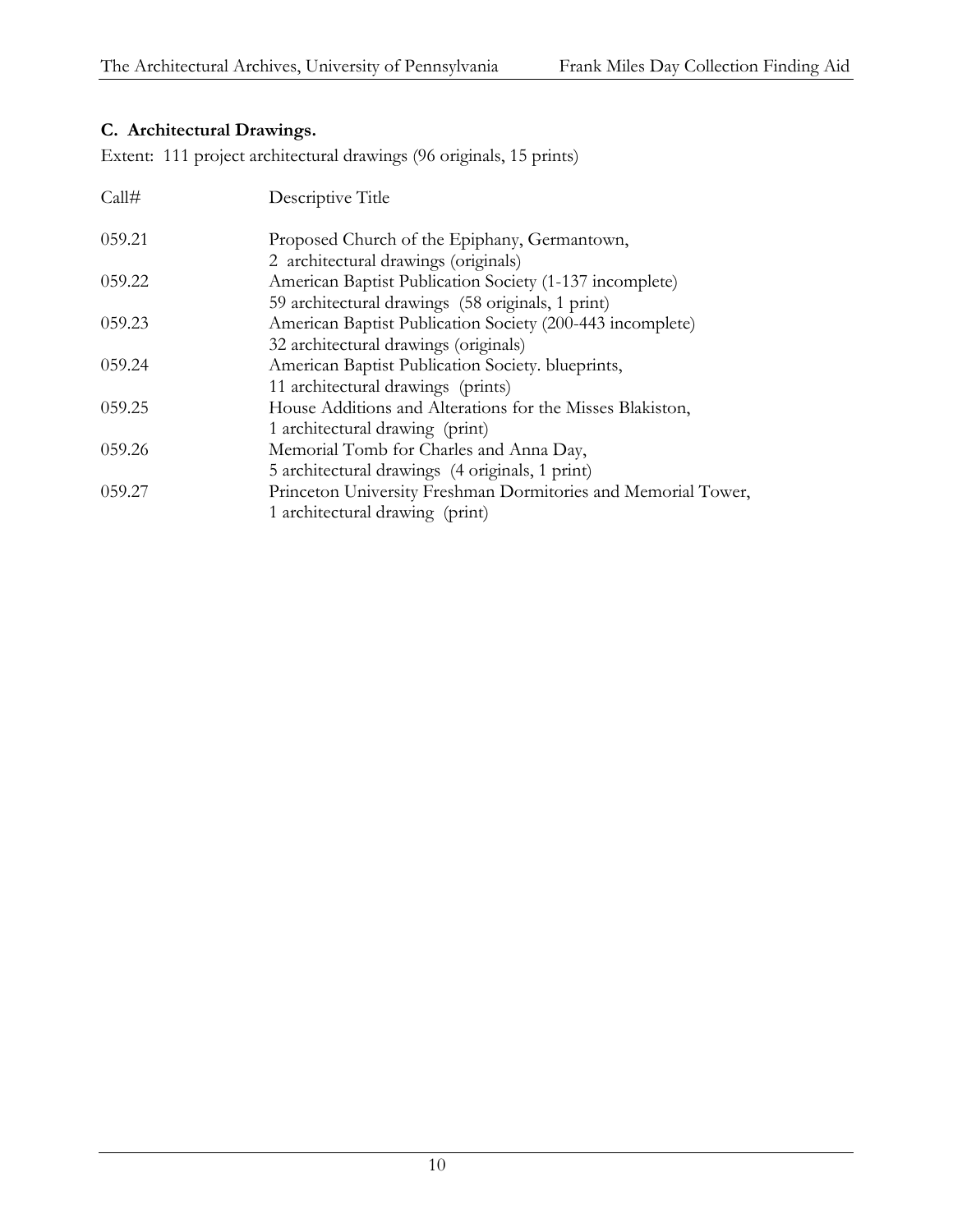### C. Architectural Drawings.

Extent: 111 project architectural drawings (96 originals, 15 prints)

| Call# | Descriptive Title |
|---|---|
| 059.21 | Proposed Church of the Epiphany, Germantown, 2 architectural drawings (originals) |
| 059.22 | American Baptist Publication Society (1-137 incomplete) 59 architectural drawings (58 originals, 1 print) |
| 059.23 | American Baptist Publication Society (200-443 incomplete) 32 architectural drawings (originals) |
| 059.24 | American Baptist Publication Society. blueprints, 11 architectural drawings (prints) |
| 059.25 | House Additions and Alterations for the Misses Blakiston, 1 architectural drawing (print) |
| 059.26 | Memorial Tomb for Charles and Anna Day, 5 architectural drawings (4 originals, 1 print) |
| 059.27 | Princeton University Freshman Dormitories and Memorial Tower, 1 architectural drawing (print) |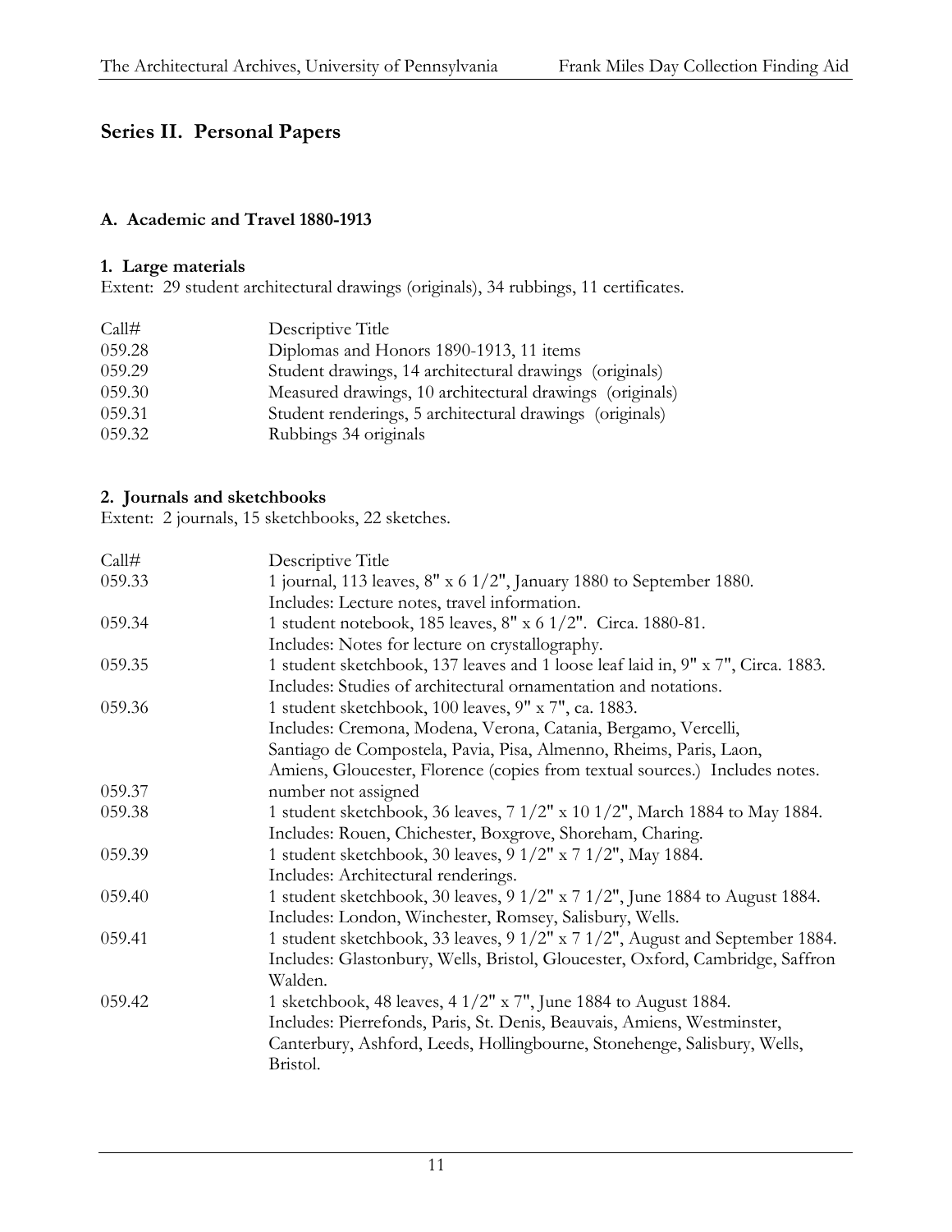## Series II. Personal Papers

### A. Academic and Travel 1880-1913

#### 1. Large materials

Extent: 29 student architectural drawings (originals), 34 rubbings, 11 certificates.

| Call# | Descriptive Title |
|---|---|
| 059.28 | Diplomas and Honors 1890-1913, 11 items |
| 059.29 | Student drawings, 14 architectural drawings (originals) |
| 059.30 | Measured drawings, 10 architectural drawings (originals) |
| 059.31 | Student renderings, 5 architectural drawings (originals) |
| 059.32 | Rubbings 34 originals |

#### 2. Journals and sketchbooks

Extent: 2 journals, 15 sketchbooks, 22 sketches.

| Call# | Descriptive Title |
|---|---|
| 059.33 | 1 journal, 113 leaves, 8" x 6 1/2", January 1880 to September 1880. Includes: Lecture notes, travel information. |
| 059.34 | 1 student notebook, 185 leaves, 8" x 6 1/2". Circa. 1880-81. Includes: Notes for lecture on crystallography. |
| 059.35 | 1 student sketchbook, 137 leaves and 1 loose leaf laid in, 9" x 7", Circa. 1883. Includes: Studies of architectural ornamentation and notations. |
| 059.36 | 1 student sketchbook, 100 leaves, 9" x 7", ca. 1883. Includes: Cremona, Modena, Verona, Catania, Bergamo, Vercelli, Santiago de Compostela, Pavia, Pisa, Almenno, Rheims, Paris, Laon, Amiens, Gloucester, Florence (copies from textual sources.) Includes notes. |
| 059.37 | number not assigned |
| 059.38 | 1 student sketchbook, 36 leaves, 7 1/2" x 10 1/2", March 1884 to May 1884. Includes: Rouen, Chichester, Boxgrove, Shoreham, Charing. |
| 059.39 | 1 student sketchbook, 30 leaves, 9 1/2" x 7 1/2", May 1884. Includes: Architectural renderings. |
| 059.40 | 1 student sketchbook, 30 leaves, 9 1/2" x 7 1/2", June 1884 to August 1884. Includes: London, Winchester, Romsey, Salisbury, Wells. |
| 059.41 | 1 student sketchbook, 33 leaves, 9 1/2" x 7 1/2", August and September 1884. Includes: Glastonbury, Wells, Bristol, Gloucester, Oxford, Cambridge, Saffron Walden. |
| 059.42 | 1 sketchbook, 48 leaves, 4 1/2" x 7", June 1884 to August 1884. Includes: Pierrefonds, Paris, St. Denis, Beauvais, Amiens, Westminster, Canterbury, Ashford, Leeds, Hollingbourne, Stonehenge, Salisbury, Wells, Bristol. |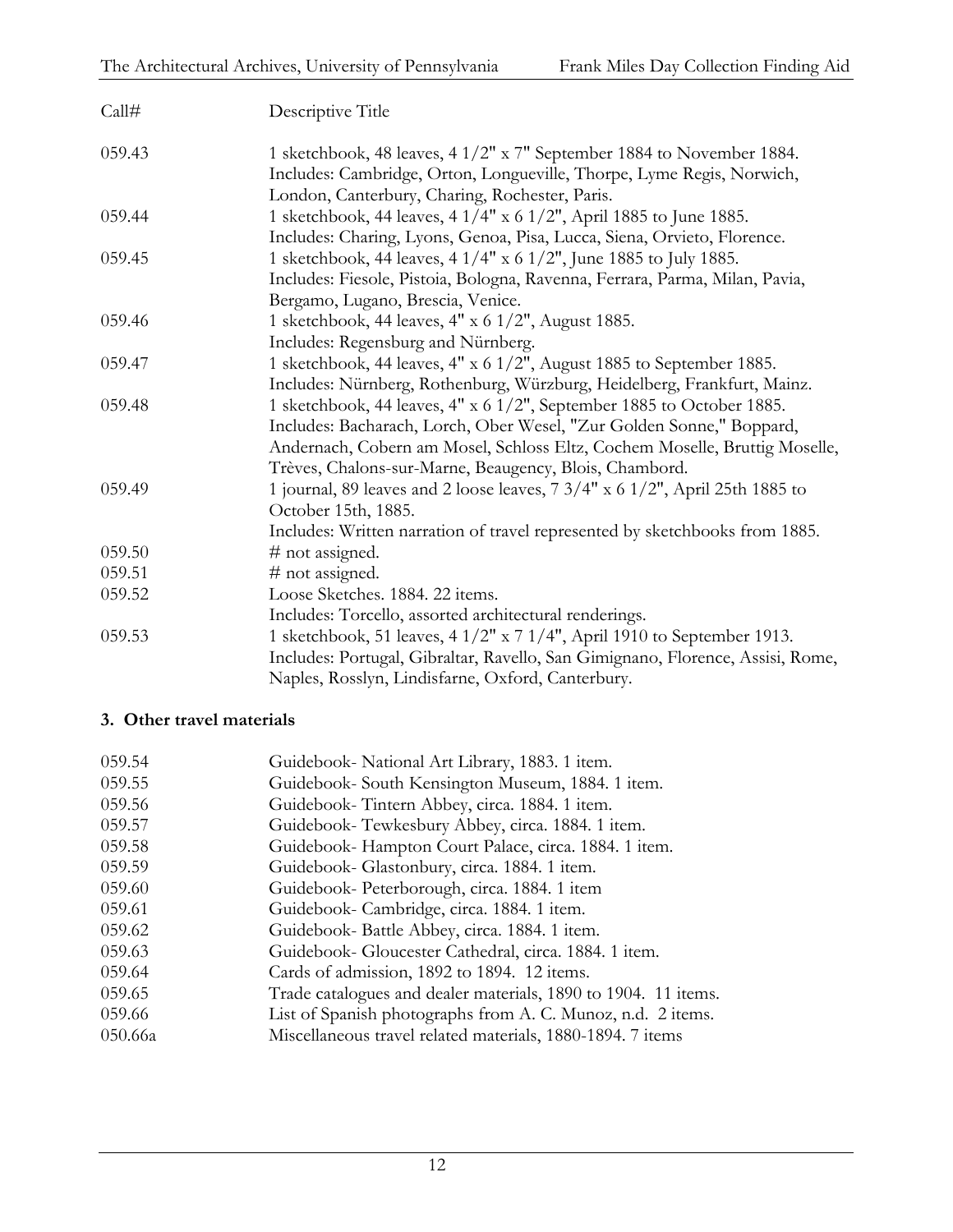| Call# | Descriptive Title |
|---|---|
| 059.43 | 1 sketchbook, 48 leaves, 4 1/2" x 7" September 1884 to November 1884. Includes: Cambridge, Orton, Longueville, Thorpe, Lyme Regis, Norwich, London, Canterbury, Charing, Rochester, Paris. |
| 059.44 | 1 sketchbook, 44 leaves, 4 1/4" x 6 1/2", April 1885 to June 1885. Includes: Charing, Lyons, Genoa, Pisa, Lucca, Siena, Orvieto, Florence. |
| 059.45 | 1 sketchbook, 44 leaves, 4 1/4" x 6 1/2", June 1885 to July 1885. Includes: Fiesole, Pistoia, Bologna, Ravenna, Ferrara, Parma, Milan, Pavia, Bergamo, Lugano, Brescia, Venice. |
| 059.46 | 1 sketchbook, 44 leaves, 4" x 6 1/2", August 1885. Includes: Regensburg and Nürnberg. |
| 059.47 | 1 sketchbook, 44 leaves, 4" x 6 1/2", August 1885 to September 1885. Includes: Nürnberg, Rothenburg, Würzburg, Heidelberg, Frankfurt, Mainz. |
| 059.48 | 1 sketchbook, 44 leaves, 4" x 6 1/2", September 1885 to October 1885. Includes: Bacharach, Lorch, Ober Wesel, "Zur Golden Sonne," Boppard, Andernach, Cobern am Mosel, Schloss Eltz, Cochem Moselle, Bruttig Moselle, Trèves, Chalons-sur-Marne, Beaugency, Blois, Chambord. |
| 059.49 | 1 journal, 89 leaves and 2 loose leaves, 7 3/4" x 6 1/2", April 25th 1885 to October 15th, 1885. Includes: Written narration of travel represented by sketchbooks from 1885. |
| 059.50 | # not assigned. |
| 059.51 | # not assigned. |
| 059.52 | Loose Sketches. 1884. 22 items. Includes: Torcello, assorted architectural renderings. |
| 059.53 | 1 sketchbook, 51 leaves, 4 1/2" x 7 1/4", April 1910 to September 1913. Includes: Portugal, Gibraltar, Ravello, San Gimignano, Florence, Assisi, Rome, Naples, Rosslyn, Lindisfarne, Oxford, Canterbury. |

### 3. Other travel materials

| | |
|---|---|
| 059.54 | Guidebook- National Art Library, 1883. 1 item. |
| 059.55 | Guidebook- South Kensington Museum, 1884. 1 item. |
| 059.56 | Guidebook- Tintern Abbey, circa. 1884. 1 item. |
| 059.57 | Guidebook- Tewkesbury Abbey, circa. 1884. 1 item. |
| 059.58 | Guidebook- Hampton Court Palace, circa. 1884. 1 item. |
| 059.59 | Guidebook- Glastonbury, circa. 1884. 1 item. |
| 059.60 | Guidebook- Peterborough, circa. 1884. 1 item |
| 059.61 | Guidebook- Cambridge, circa. 1884. 1 item. |
| 059.62 | Guidebook- Battle Abbey, circa. 1884. 1 item. |
| 059.63 | Guidebook- Gloucester Cathedral, circa. 1884. 1 item. |
| 059.64 | Cards of admission, 1892 to 1894. 12 items. |
| 059.65 | Trade catalogues and dealer materials, 1890 to 1904. 11 items. |
| 059.66 | List of Spanish photographs from A. C. Munoz, n.d. 2 items. |
| 050.66a | Miscellaneous travel related materials, 1880-1894. 7 items |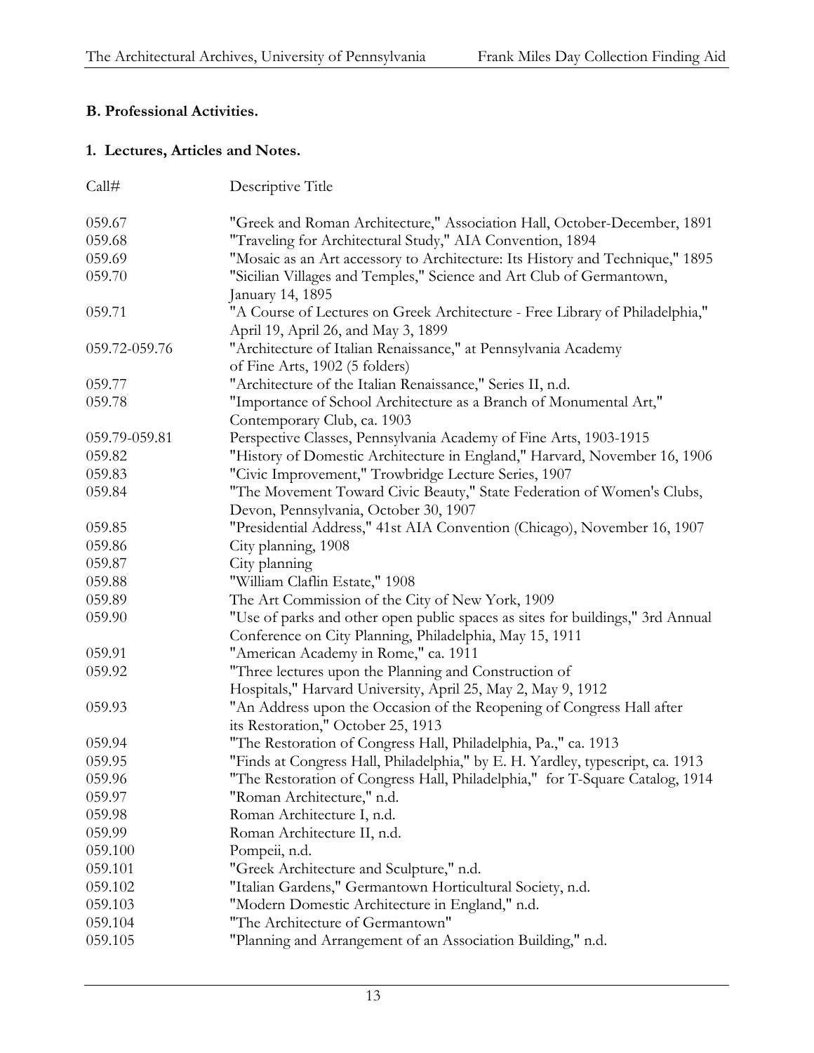## B. Professional Activities.

### 1. Lectures, Articles and Notes.

| Call# | Descriptive Title |
|---|---|
| 059.67 | "Greek and Roman Architecture," Association Hall, October-December, 1891 |
| 059.68 | "Traveling for Architectural Study," AIA Convention, 1894 |
| 059.69 | "Mosaic as an Art accessory to Architecture: Its History and Technique," 1895 |
| 059.70 | "Sicilian Villages and Temples," Science and Art Club of Germantown, January 14, 1895 |
| 059.71 | "A Course of Lectures on Greek Architecture - Free Library of Philadelphia," April 19, April 26, and May 3, 1899 |
| 059.72-059.76 | "Architecture of Italian Renaissance," at Pennsylvania Academy of Fine Arts, 1902 (5 folders) |
| 059.77 | "Architecture of the Italian Renaissance," Series II, n.d. |
| 059.78 | "Importance of School Architecture as a Branch of Monumental Art," Contemporary Club, ca. 1903 |
| 059.79-059.81 | Perspective Classes, Pennsylvania Academy of Fine Arts, 1903-1915 |
| 059.82 | "History of Domestic Architecture in England," Harvard, November 16, 1906 |
| 059.83 | "Civic Improvement," Trowbridge Lecture Series, 1907 |
| 059.84 | "The Movement Toward Civic Beauty," State Federation of Women's Clubs, Devon, Pennsylvania, October 30, 1907 |
| 059.85 | "Presidential Address," 41st AIA Convention (Chicago), November 16, 1907 |
| 059.86 | City planning, 1908 |
| 059.87 | City planning |
| 059.88 | "William Claflin Estate," 1908 |
| 059.89 | The Art Commission of the City of New York, 1909 |
| 059.90 | "Use of parks and other open public spaces as sites for buildings," 3rd Annual Conference on City Planning, Philadelphia, May 15, 1911 |
| 059.91 | "American Academy in Rome," ca. 1911 |
| 059.92 | "Three lectures upon the Planning and Construction of Hospitals," Harvard University, April 25, May 2, May 9, 1912 |
| 059.93 | "An Address upon the Occasion of the Reopening of Congress Hall after its Restoration," October 25, 1913 |
| 059.94 | "The Restoration of Congress Hall, Philadelphia, Pa.," ca. 1913 |
| 059.95 | "Finds at Congress Hall, Philadelphia," by E. H. Yardley, typescript, ca. 1913 |
| 059.96 | "The Restoration of Congress Hall, Philadelphia," for T-Square Catalog, 1914 |
| 059.97 | "Roman Architecture," n.d. |
| 059.98 | Roman Architecture I, n.d. |
| 059.99 | Roman Architecture II, n.d. |
| 059.100 | Pompeii, n.d. |
| 059.101 | "Greek Architecture and Sculpture," n.d. |
| 059.102 | "Italian Gardens," Germantown Horticultural Society, n.d. |
| 059.103 | "Modern Domestic Architecture in England," n.d. |
| 059.104 | "The Architecture of Germantown" |
| 059.105 | "Planning and Arrangement of an Association Building," n.d. |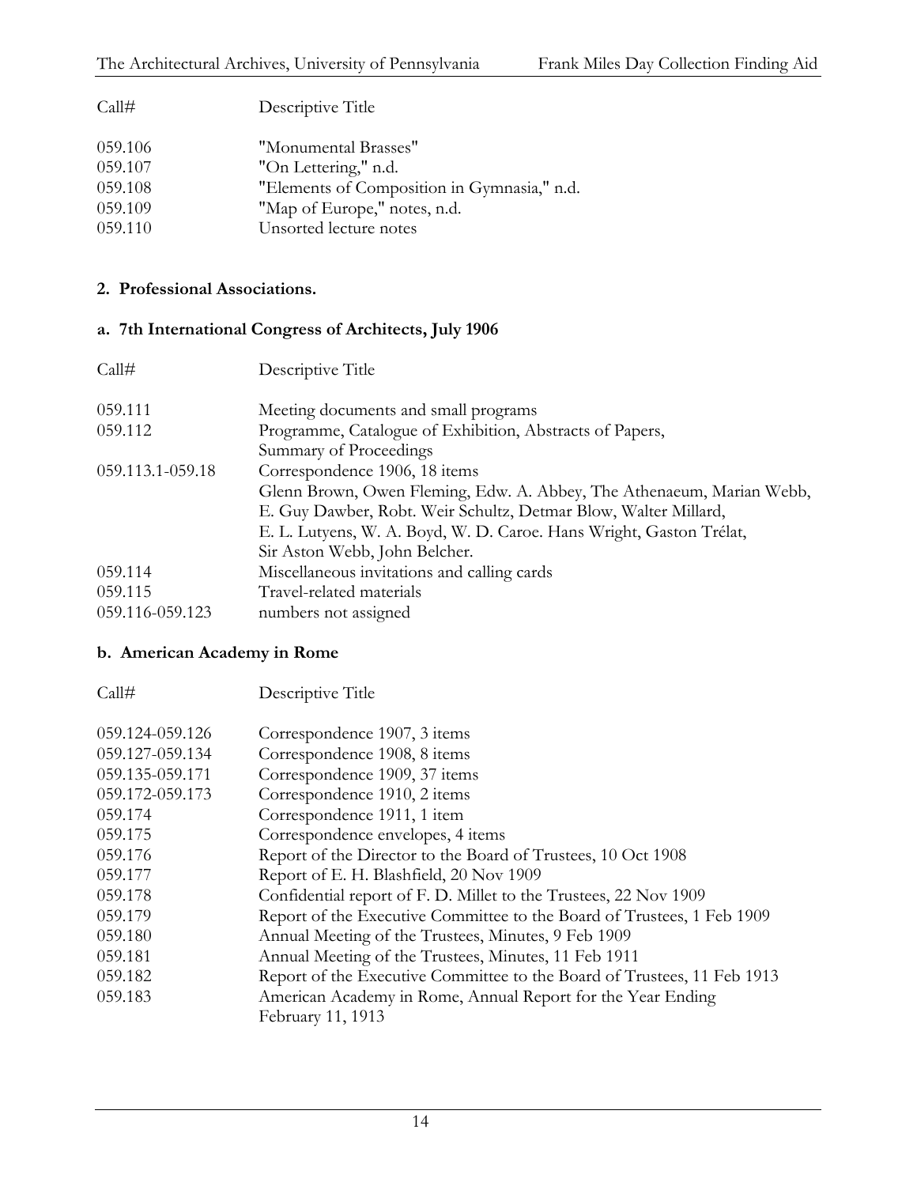| Call# | Descriptive Title |
|---|---|
| 059.106 | "Monumental Brasses" |
| 059.107 | "On Lettering," n.d. |
| 059.108 | "Elements of Composition in Gymnasia," n.d. |
| 059.109 | "Map of Europe," notes, n.d. |
| 059.110 | Unsorted lecture notes |

### 2. Professional Associations.

#### a. 7th International Congress of Architects, July 1906

| Call# | Descriptive Title |
|---|---|
| 059.111 | Meeting documents and small programs |
| 059.112 | Programme, Catalogue of Exhibition, Abstracts of Papers, Summary of Proceedings |
| 059.113.1-059.18 | Correspondence 1906, 18 items<br>Glenn Brown, Owen Fleming, Edw. A. Abbey, The Athenaeum, Marian Webb, E. Guy Dawber, Robt. Weir Schultz, Detmar Blow, Walter Millard, E. L. Lutyens, W. A. Boyd, W. D. Caroe. Hans Wright, Gaston Trélat, Sir Aston Webb, John Belcher. |
| 059.114 | Miscellaneous invitations and calling cards |
| 059.115 | Travel-related materials |
| 059.116-059.123 | numbers not assigned |

#### b. American Academy in Rome

| Call# | Descriptive Title |
|---|---|
| 059.124-059.126 | Correspondence 1907, 3 items |
| 059.127-059.134 | Correspondence 1908, 8 items |
| 059.135-059.171 | Correspondence 1909, 37 items |
| 059.172-059.173 | Correspondence 1910, 2 items |
| 059.174 | Correspondence 1911, 1 item |
| 059.175 | Correspondence envelopes, 4 items |
| 059.176 | Report of the Director to the Board of Trustees, 10 Oct 1908 |
| 059.177 | Report of E. H. Blashfield, 20 Nov 1909 |
| 059.178 | Confidential report of F. D. Millet to the Trustees, 22 Nov 1909 |
| 059.179 | Report of the Executive Committee to the Board of Trustees, 1 Feb 1909 |
| 059.180 | Annual Meeting of the Trustees, Minutes, 9 Feb 1909 |
| 059.181 | Annual Meeting of the Trustees, Minutes, 11 Feb 1911 |
| 059.182 | Report of the Executive Committee to the Board of Trustees, 11 Feb 1913 |
| 059.183 | American Academy in Rome, Annual Report for the Year Ending February 11, 1913 |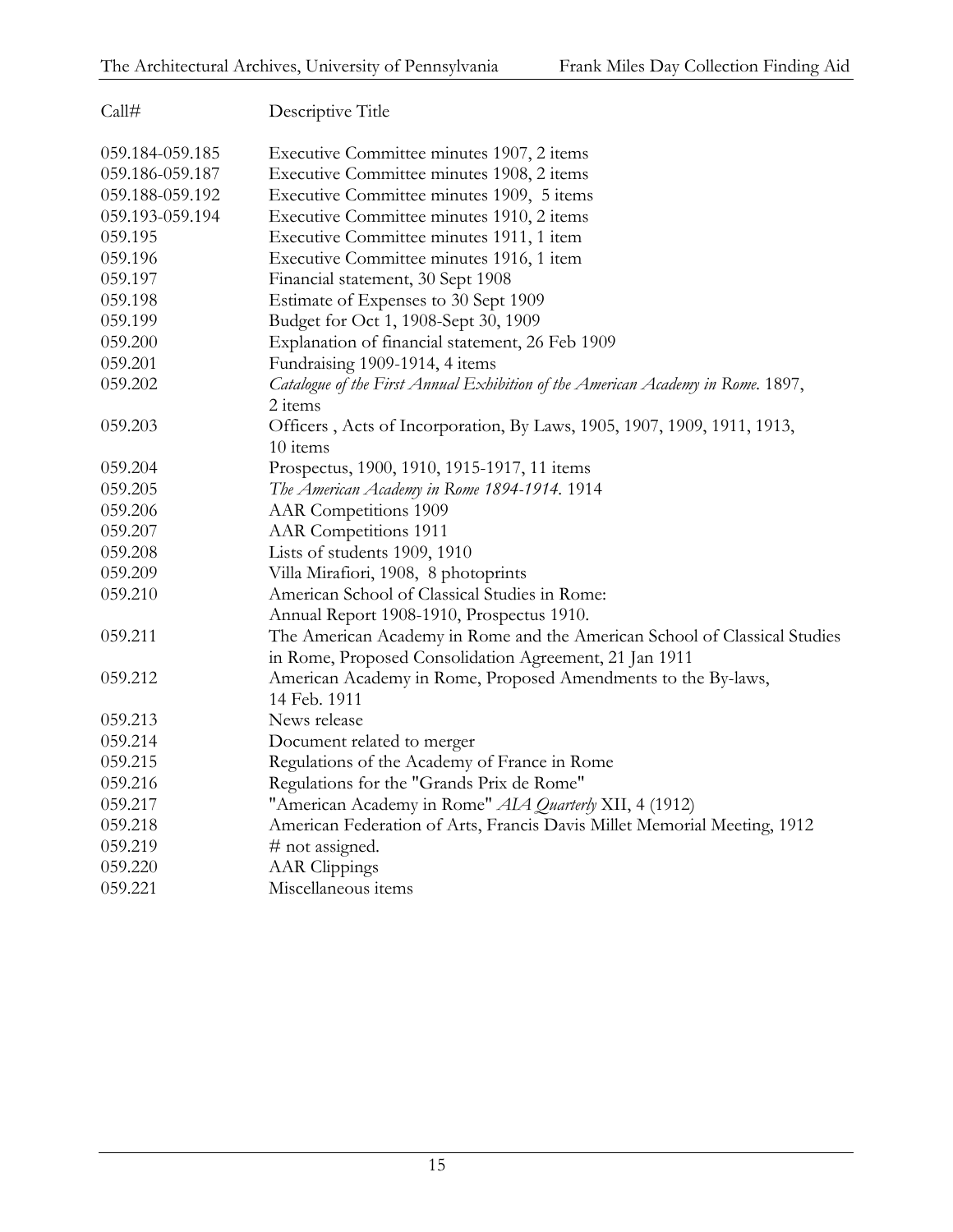| Call# | Descriptive Title |
| --- | --- |
| 059.184-059.185 | Executive Committee minutes 1907, 2 items |
| 059.186-059.187 | Executive Committee minutes 1908, 2 items |
| 059.188-059.192 | Executive Committee minutes 1909, 5 items |
| 059.193-059.194 | Executive Committee minutes 1910, 2 items |
| 059.195 | Executive Committee minutes 1911, 1 item |
| 059.196 | Executive Committee minutes 1916, 1 item |
| 059.197 | Financial statement, 30 Sept 1908 |
| 059.198 | Estimate of Expenses to 30 Sept 1909 |
| 059.199 | Budget for Oct 1, 1908-Sept 30, 1909 |
| 059.200 | Explanation of financial statement, 26 Feb 1909 |
| 059.201 | Fundraising 1909-1914, 4 items |
| 059.202 | *Catalogue of the First Annual Exhibition of the American Academy in Rome*. 1897, 2 items |
| 059.203 | Officers , Acts of Incorporation, By Laws, 1905, 1907, 1909, 1911, 1913, 10 items |
| 059.204 | Prospectus, 1900, 1910, 1915-1917, 11 items |
| 059.205 | *The American Academy in Rome 1894-1914*. 1914 |
| 059.206 | AAR Competitions 1909 |
| 059.207 | AAR Competitions 1911 |
| 059.208 | Lists of students 1909, 1910 |
| 059.209 | Villa Mirafiori, 1908, 8 photoprints |
| 059.210 | American School of Classical Studies in Rome: Annual Report 1908-1910, Prospectus 1910. |
| 059.211 | The American Academy in Rome and the American School of Classical Studies in Rome, Proposed Consolidation Agreement, 21 Jan 1911 |
| 059.212 | American Academy in Rome, Proposed Amendments to the By-laws, 14 Feb. 1911 |
| 059.213 | News release |
| 059.214 | Document related to merger |
| 059.215 | Regulations of the Academy of France in Rome |
| 059.216 | Regulations for the "Grands Prix de Rome" |
| 059.217 | "American Academy in Rome" *AIA Quarterly* XII, 4 (1912) |
| 059.218 | American Federation of Arts, Francis Davis Millet Memorial Meeting, 1912 |
| 059.219 | # not assigned. |
| 059.220 | AAR Clippings |
| 059.221 | Miscellaneous items |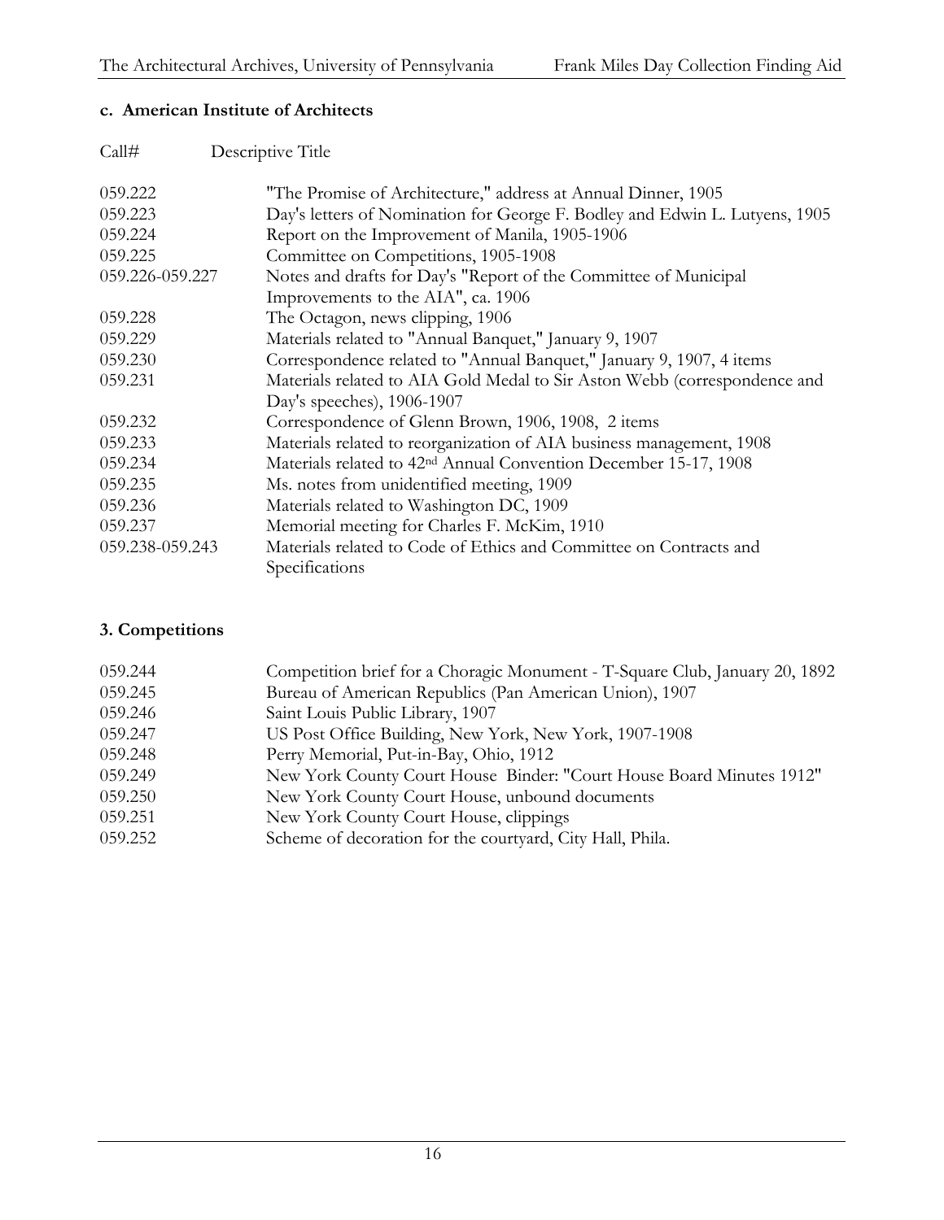### c. American Institute of Architects

| Call# | Descriptive Title |
|---|---|
| 059.222 | "The Promise of Architecture," address at Annual Dinner, 1905 |
| 059.223 | Day's letters of Nomination for George F. Bodley and Edwin L. Lutyens, 1905 |
| 059.224 | Report on the Improvement of Manila, 1905-1906 |
| 059.225 | Committee on Competitions, 1905-1908 |
| 059.226-059.227 | Notes and drafts for Day's "Report of the Committee of Municipal Improvements to the AIA", ca. 1906 |
| 059.228 | The Octagon, news clipping, 1906 |
| 059.229 | Materials related to "Annual Banquet," January 9, 1907 |
| 059.230 | Correspondence related to "Annual Banquet," January 9, 1907, 4 items |
| 059.231 | Materials related to AIA Gold Medal to Sir Aston Webb (correspondence and Day's speeches), 1906-1907 |
| 059.232 | Correspondence of Glenn Brown, 1906, 1908, 2 items |
| 059.233 | Materials related to reorganization of AIA business management, 1908 |
| 059.234 | Materials related to 42nd Annual Convention December 15-17, 1908 |
| 059.235 | Ms. notes from unidentified meeting, 1909 |
| 059.236 | Materials related to Washington DC, 1909 |
| 059.237 | Memorial meeting for Charles F. McKim, 1910 |
| 059.238-059.243 | Materials related to Code of Ethics and Committee on Contracts and Specifications |

## 3. Competitions

| | |
|---|---|
| 059.244 | Competition brief for a Choragic Monument - T-Square Club, January 20, 1892 |
| 059.245 | Bureau of American Republics (Pan American Union), 1907 |
| 059.246 | Saint Louis Public Library, 1907 |
| 059.247 | US Post Office Building, New York, New York, 1907-1908 |
| 059.248 | Perry Memorial, Put-in-Bay, Ohio, 1912 |
| 059.249 | New York County Court House Binder: "Court House Board Minutes 1912" |
| 059.250 | New York County Court House, unbound documents |
| 059.251 | New York County Court House, clippings |
| 059.252 | Scheme of decoration for the courtyard, City Hall, Phila. |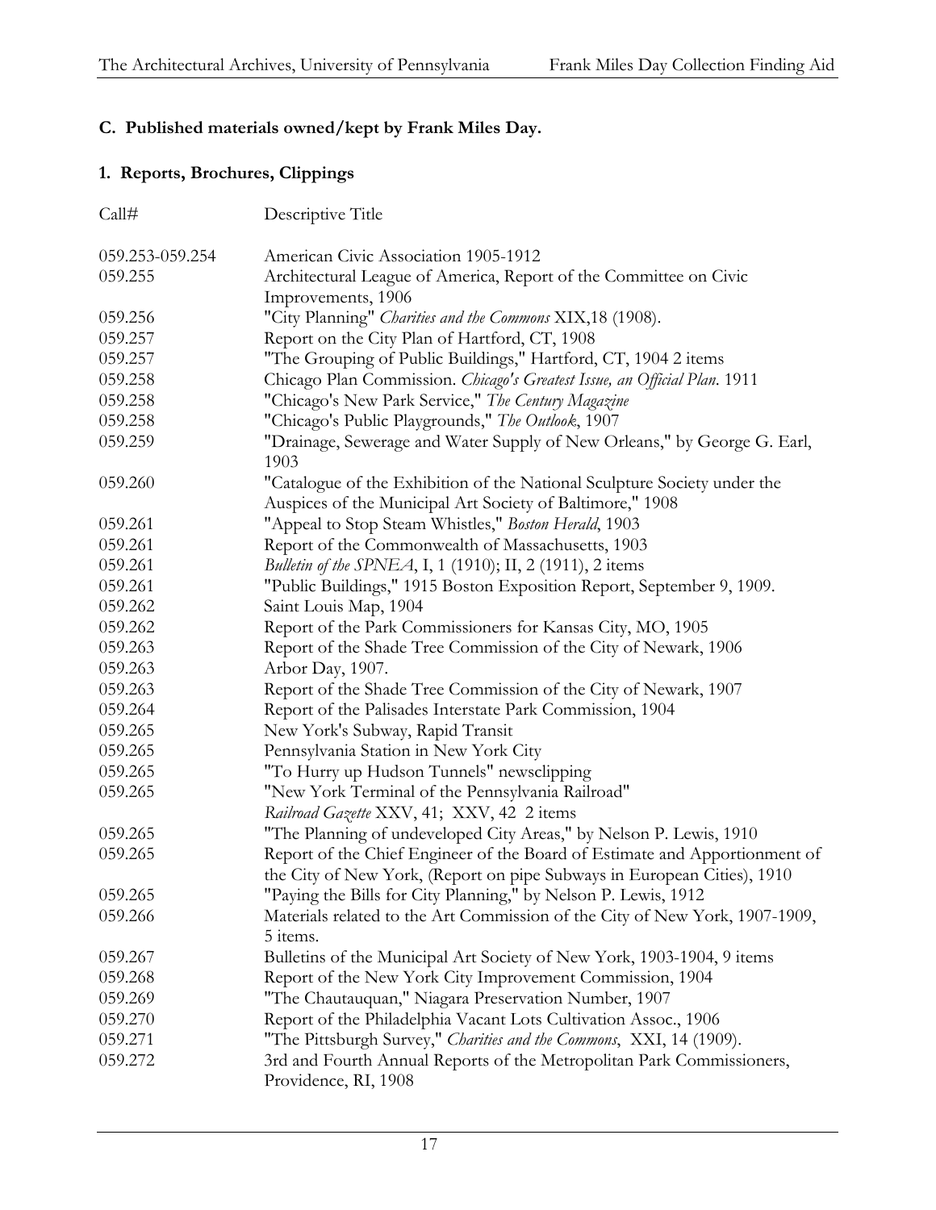### C. Published materials owned/kept by Frank Miles Day.

### 1. Reports, Brochures, Clippings

| Call# | Descriptive Title |
|---|---|
| 059.253-059.254 | American Civic Association 1905-1912 |
| 059.255 | Architectural League of America, Report of the Committee on Civic Improvements, 1906 |
| 059.256 | "City Planning" *Charities and the Commons* XIX,18 (1908). |
| 059.257 | Report on the City Plan of Hartford, CT, 1908 |
| 059.257 | "The Grouping of Public Buildings," Hartford, CT, 1904 2 items |
| 059.258 | Chicago Plan Commission. *Chicago's Greatest Issue, an Official Plan*. 1911 |
| 059.258 | "Chicago's New Park Service," *The Century Magazine* |
| 059.258 | "Chicago's Public Playgrounds," *The Outlook*, 1907 |
| 059.259 | "Drainage, Sewerage and Water Supply of New Orleans," by George G. Earl, 1903 |
| 059.260 | "Catalogue of the Exhibition of the National Sculpture Society under the Auspices of the Municipal Art Society of Baltimore," 1908 |
| 059.261 | "Appeal to Stop Steam Whistles," *Boston Herald*, 1903 |
| 059.261 | Report of the Commonwealth of Massachusetts, 1903 |
| 059.261 | *Bulletin of the SPNEA*, I, 1 (1910); II, 2 (1911), 2 items |
| 059.261 | "Public Buildings," 1915 Boston Exposition Report, September 9, 1909. |
| 059.262 | Saint Louis Map, 1904 |
| 059.262 | Report of the Park Commissioners for Kansas City, MO, 1905 |
| 059.263 | Report of the Shade Tree Commission of the City of Newark, 1906 |
| 059.263 | Arbor Day, 1907. |
| 059.263 | Report of the Shade Tree Commission of the City of Newark, 1907 |
| 059.264 | Report of the Palisades Interstate Park Commission, 1904 |
| 059.265 | New York's Subway, Rapid Transit |
| 059.265 | Pennsylvania Station in New York City |
| 059.265 | "To Hurry up Hudson Tunnels" newsclipping |
| 059.265 | "New York Terminal of the Pennsylvania Railroad" *Railroad Gazette* XXV, 41; XXV, 42 2 items |
| 059.265 | "The Planning of undeveloped City Areas," by Nelson P. Lewis, 1910 |
| 059.265 | Report of the Chief Engineer of the Board of Estimate and Apportionment of the City of New York, (Report on pipe Subways in European Cities), 1910 |
| 059.265 | "Paying the Bills for City Planning," by Nelson P. Lewis, 1912 |
| 059.266 | Materials related to the Art Commission of the City of New York, 1907-1909, 5 items. |
| 059.267 | Bulletins of the Municipal Art Society of New York, 1903-1904, 9 items |
| 059.268 | Report of the New York City Improvement Commission, 1904 |
| 059.269 | "The Chautauquan," Niagara Preservation Number, 1907 |
| 059.270 | Report of the Philadelphia Vacant Lots Cultivation Assoc., 1906 |
| 059.271 | "The Pittsburgh Survey," *Charities and the Commons*, XXI, 14 (1909). |
| 059.272 | 3rd and Fourth Annual Reports of the Metropolitan Park Commissioners, Providence, RI, 1908 |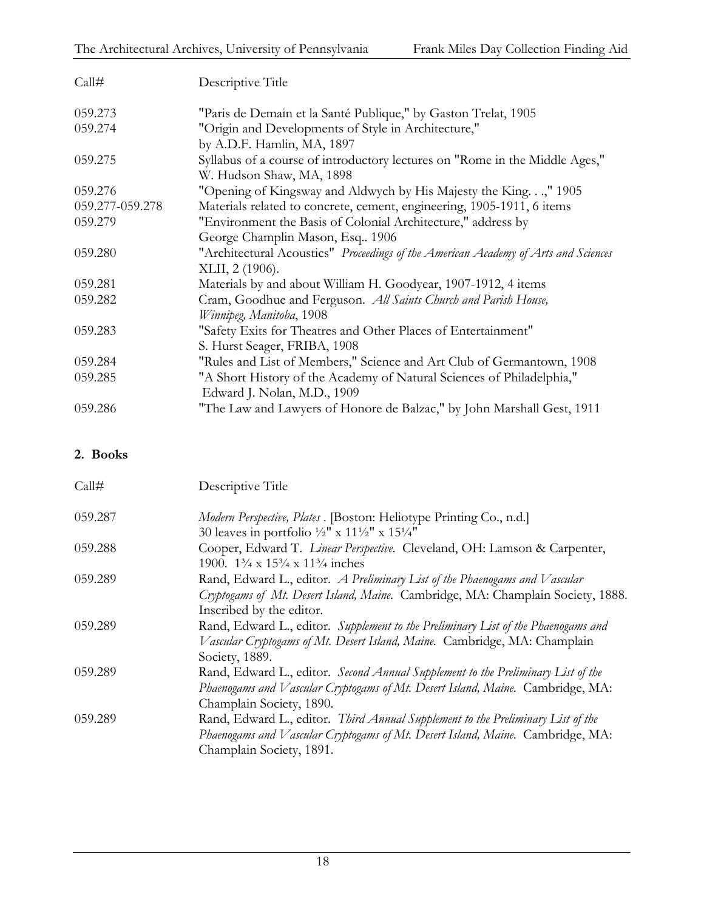| Call# | Descriptive Title |
|---|---|
| 059.273 | "Paris de Demain et la Santé Publique," by Gaston Trelat, 1905 |
| 059.274 | "Origin and Developments of Style in Architecture," by A.D.F. Hamlin, MA, 1897 |
| 059.275 | Syllabus of a course of introductory lectures on "Rome in the Middle Ages," W. Hudson Shaw, MA, 1898 |
| 059.276 | "Opening of Kingsway and Aldwych by His Majesty the King. . .," 1905 |
| 059.277-059.278 | Materials related to concrete, cement, engineering, 1905-1911, 6 items |
| 059.279 | "Environment the Basis of Colonial Architecture," address by George Champlin Mason, Esq.. 1906 |
| 059.280 | "Architectural Acoustics" *Proceedings of the American Academy of Arts and Sciences* XLII, 2 (1906). |
| 059.281 | Materials by and about William H. Goodyear, 1907-1912, 4 items |
| 059.282 | Cram, Goodhue and Ferguson. *All Saints Church and Parish House, Winnipeg, Manitoba*, 1908 |
| 059.283 | "Safety Exits for Theatres and Other Places of Entertainment" S. Hurst Seager, FRIBA, 1908 |
| 059.284 | "Rules and List of Members," Science and Art Club of Germantown, 1908 |
| 059.285 | "A Short History of the Academy of Natural Sciences of Philadelphia," Edward J. Nolan, M.D., 1909 |
| 059.286 | "The Law and Lawyers of Honore de Balzac," by John Marshall Gest, 1911 |

## 2. Books

| Call# | Descriptive Title |
|---|---|
| 059.287 | *Modern Perspective, Plates* . [Boston: Heliotype Printing Co., n.d.] 30 leaves in portfolio ½" x 11½" x 15¼" |
| 059.288 | Cooper, Edward T. *Linear Perspective.* Cleveland, OH: Lamson & Carpenter, 1900. 1¾ x 15¾ x 11¾ inches |
| 059.289 | Rand, Edward L., editor. *A Preliminary List of the Phaenogams and Vascular Cryptogams of Mt. Desert Island, Maine.* Cambridge, MA: Champlain Society, 1888. Inscribed by the editor. |
| 059.289 | Rand, Edward L., editor. *Supplement to the Preliminary List of the Phaenogams and Vascular Cryptogams of Mt. Desert Island, Maine.* Cambridge, MA: Champlain Society, 1889. |
| 059.289 | Rand, Edward L., editor. *Second Annual Supplement to the Preliminary List of the Phaenogams and Vascular Cryptogams of Mt. Desert Island, Maine.* Cambridge, MA: Champlain Society, 1890. |
| 059.289 | Rand, Edward L., editor. *Third Annual Supplement to the Preliminary List of the Phaenogams and Vascular Cryptogams of Mt. Desert Island, Maine.* Cambridge, MA: Champlain Society, 1891. |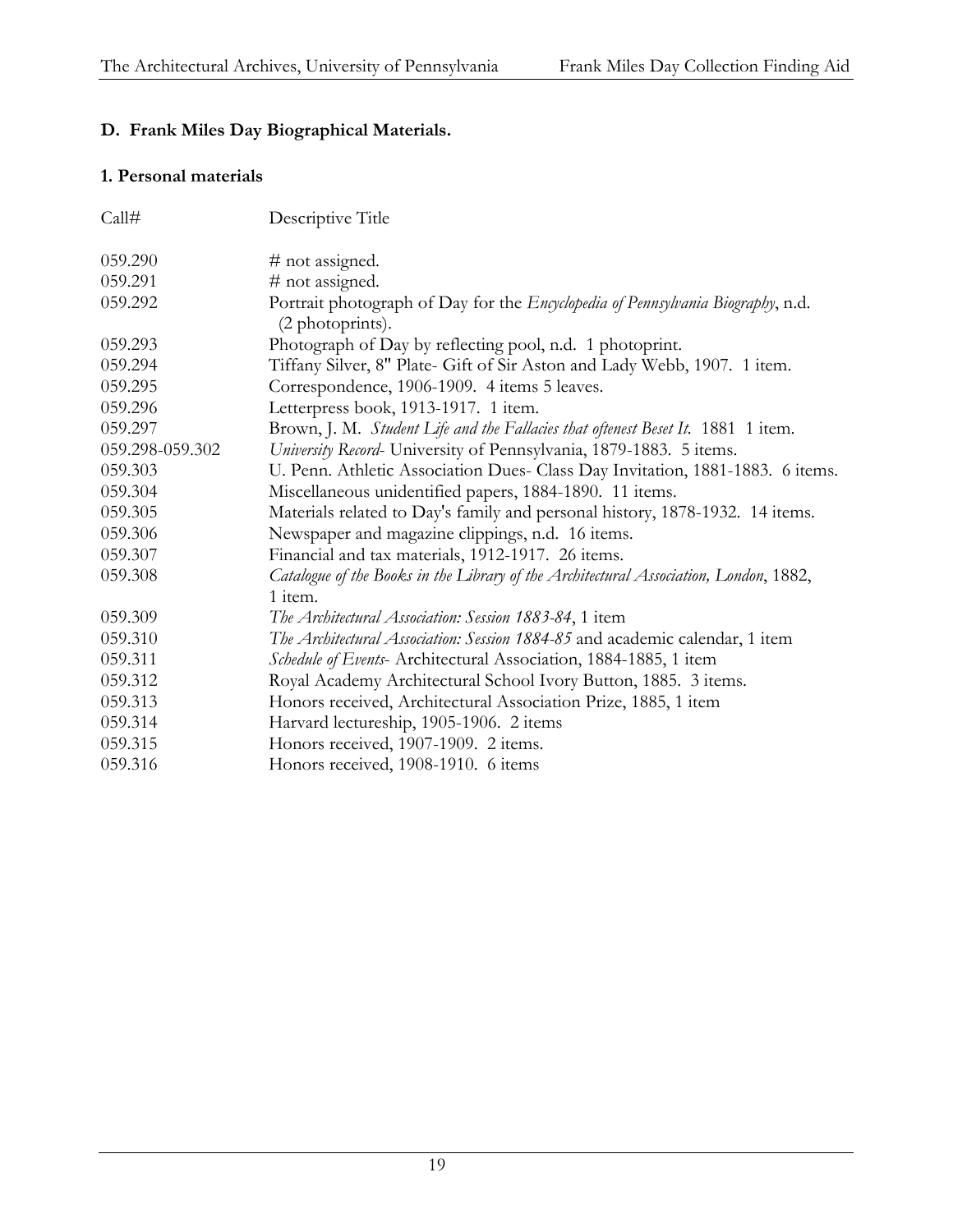## D. Frank Miles Day Biographical Materials.

### 1. Personal materials

| Call# | Descriptive Title |
|---|---|
| 059.290 | # not assigned. |
| 059.291 | # not assigned. |
| 059.292 | Portrait photograph of Day for the *Encyclopedia of Pennsylvania Biography*, n.d. (2 photoprints). |
| 059.293 | Photograph of Day by reflecting pool, n.d. 1 photoprint. |
| 059.294 | Tiffany Silver, 8" Plate- Gift of Sir Aston and Lady Webb, 1907. 1 item. |
| 059.295 | Correspondence, 1906-1909. 4 items 5 leaves. |
| 059.296 | Letterpress book, 1913-1917. 1 item. |
| 059.297 | Brown, J. M. *Student Life and the Fallacies that oftenest Beset It.* 1881 1 item. |
| 059.298-059.302 | *University Record*- University of Pennsylvania, 1879-1883. 5 items. |
| 059.303 | U. Penn. Athletic Association Dues- Class Day Invitation, 1881-1883. 6 items. |
| 059.304 | Miscellaneous unidentified papers, 1884-1890. 11 items. |
| 059.305 | Materials related to Day's family and personal history, 1878-1932. 14 items. |
| 059.306 | Newspaper and magazine clippings, n.d. 16 items. |
| 059.307 | Financial and tax materials, 1912-1917. 26 items. |
| 059.308 | *Catalogue of the Books in the Library of the Architectural Association, London*, 1882, 1 item. |
| 059.309 | *The Architectural Association: Session 1883-84*, 1 item |
| 059.310 | *The Architectural Association: Session 1884-85* and academic calendar, 1 item |
| 059.311 | *Schedule of Events*- Architectural Association, 1884-1885, 1 item |
| 059.312 | Royal Academy Architectural School Ivory Button, 1885. 3 items. |
| 059.313 | Honors received, Architectural Association Prize, 1885, 1 item |
| 059.314 | Harvard lectureship, 1905-1906. 2 items |
| 059.315 | Honors received, 1907-1909. 2 items. |
| 059.316 | Honors received, 1908-1910. 6 items |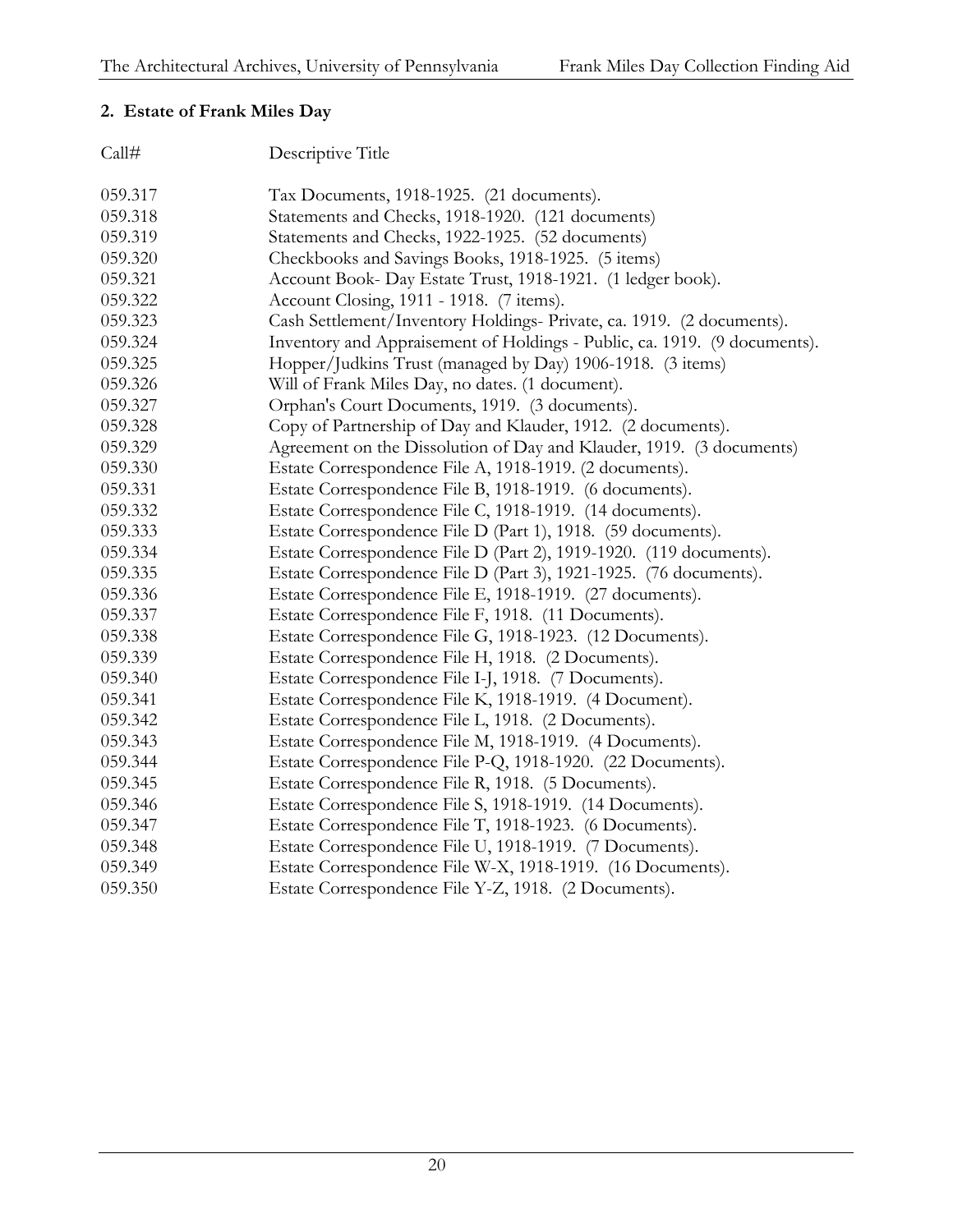## 2. Estate of Frank Miles Day

| Call# | Descriptive Title |
|---|---|
| 059.317 | Tax Documents, 1918-1925. (21 documents). |
| 059.318 | Statements and Checks, 1918-1920. (121 documents) |
| 059.319 | Statements and Checks, 1922-1925. (52 documents) |
| 059.320 | Checkbooks and Savings Books, 1918-1925. (5 items) |
| 059.321 | Account Book- Day Estate Trust, 1918-1921. (1 ledger book). |
| 059.322 | Account Closing, 1911 - 1918. (7 items). |
| 059.323 | Cash Settlement/Inventory Holdings- Private, ca. 1919. (2 documents). |
| 059.324 | Inventory and Appraisement of Holdings - Public, ca. 1919. (9 documents). |
| 059.325 | Hopper/Judkins Trust (managed by Day) 1906-1918. (3 items) |
| 059.326 | Will of Frank Miles Day, no dates. (1 document). |
| 059.327 | Orphan's Court Documents, 1919. (3 documents). |
| 059.328 | Copy of Partnership of Day and Klauder, 1912. (2 documents). |
| 059.329 | Agreement on the Dissolution of Day and Klauder, 1919. (3 documents) |
| 059.330 | Estate Correspondence File A, 1918-1919. (2 documents). |
| 059.331 | Estate Correspondence File B, 1918-1919. (6 documents). |
| 059.332 | Estate Correspondence File C, 1918-1919. (14 documents). |
| 059.333 | Estate Correspondence File D (Part 1), 1918. (59 documents). |
| 059.334 | Estate Correspondence File D (Part 2), 1919-1920. (119 documents). |
| 059.335 | Estate Correspondence File D (Part 3), 1921-1925. (76 documents). |
| 059.336 | Estate Correspondence File E, 1918-1919. (27 documents). |
| 059.337 | Estate Correspondence File F, 1918. (11 Documents). |
| 059.338 | Estate Correspondence File G, 1918-1923. (12 Documents). |
| 059.339 | Estate Correspondence File H, 1918. (2 Documents). |
| 059.340 | Estate Correspondence File I-J, 1918. (7 Documents). |
| 059.341 | Estate Correspondence File K, 1918-1919. (4 Document). |
| 059.342 | Estate Correspondence File L, 1918. (2 Documents). |
| 059.343 | Estate Correspondence File M, 1918-1919. (4 Documents). |
| 059.344 | Estate Correspondence File P-Q, 1918-1920. (22 Documents). |
| 059.345 | Estate Correspondence File R, 1918. (5 Documents). |
| 059.346 | Estate Correspondence File S, 1918-1919. (14 Documents). |
| 059.347 | Estate Correspondence File T, 1918-1923. (6 Documents). |
| 059.348 | Estate Correspondence File U, 1918-1919. (7 Documents). |
| 059.349 | Estate Correspondence File W-X, 1918-1919. (16 Documents). |
| 059.350 | Estate Correspondence File Y-Z, 1918. (2 Documents). |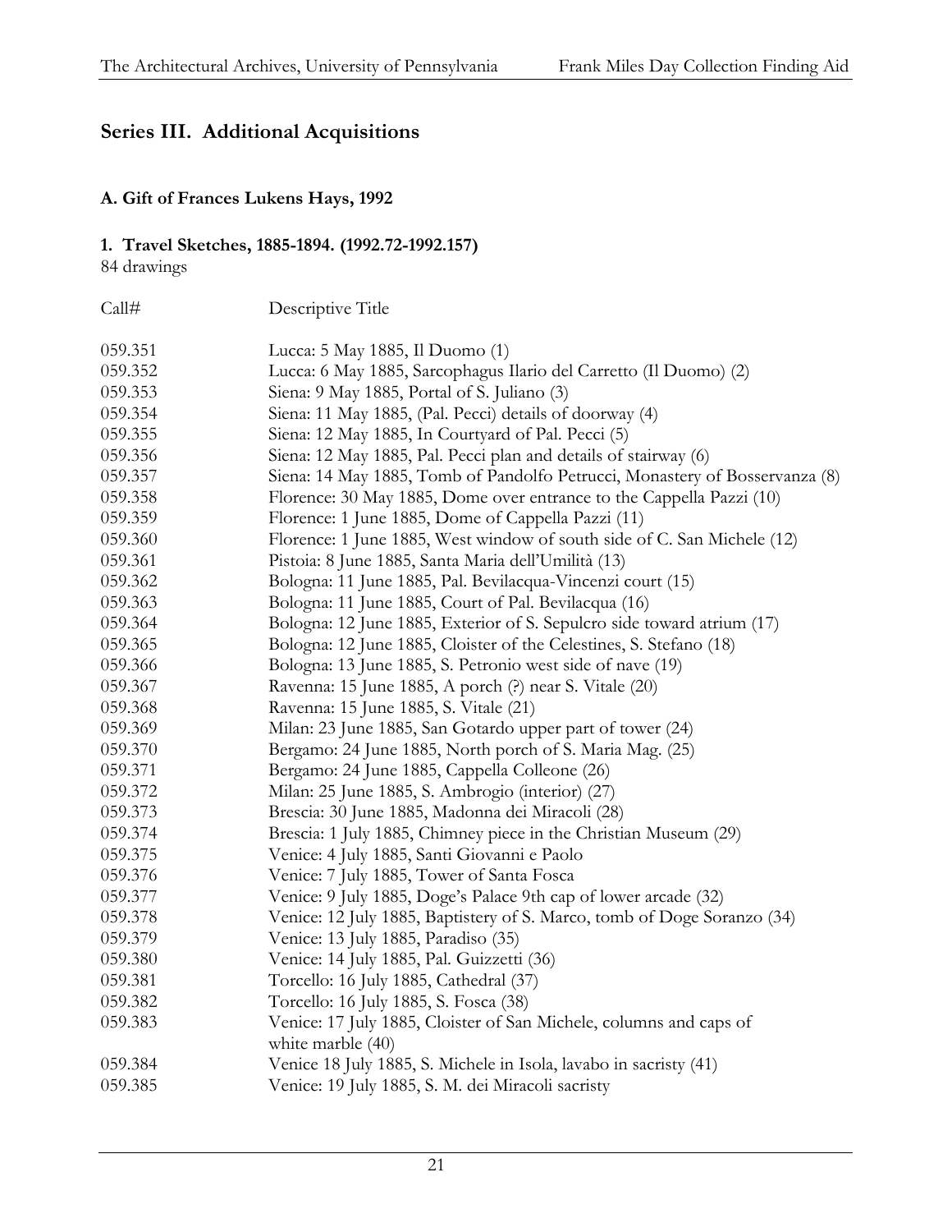## Series III. Additional Acquisitions

### A. Gift of Frances Lukens Hays, 1992

#### 1. Travel Sketches, 1885-1894. (1992.72-1992.157)

84 drawings

| Call# | Descriptive Title |
|---|---|
| 059.351 | Lucca: 5 May 1885, Il Duomo (1) |
| 059.352 | Lucca: 6 May 1885, Sarcophagus Ilario del Carretto (Il Duomo) (2) |
| 059.353 | Siena: 9 May 1885, Portal of S. Juliano (3) |
| 059.354 | Siena: 11 May 1885, (Pal. Pecci) details of doorway (4) |
| 059.355 | Siena: 12 May 1885, In Courtyard of Pal. Pecci (5) |
| 059.356 | Siena: 12 May 1885, Pal. Pecci plan and details of stairway (6) |
| 059.357 | Siena: 14 May 1885, Tomb of Pandolfo Petrucci, Monastery of Bosservanza (8) |
| 059.358 | Florence: 30 May 1885, Dome over entrance to the Cappella Pazzi (10) |
| 059.359 | Florence: 1 June 1885, Dome of Cappella Pazzi (11) |
| 059.360 | Florence: 1 June 1885, West window of south side of C. San Michele (12) |
| 059.361 | Pistoia: 8 June 1885, Santa Maria dell'Umilità (13) |
| 059.362 | Bologna: 11 June 1885, Pal. Bevilacqua-Vincenzi court (15) |
| 059.363 | Bologna: 11 June 1885, Court of Pal. Bevilacqua (16) |
| 059.364 | Bologna: 12 June 1885, Exterior of S. Sepulcro side toward atrium (17) |
| 059.365 | Bologna: 12 June 1885, Cloister of the Celestines, S. Stefano (18) |
| 059.366 | Bologna: 13 June 1885, S. Petronio west side of nave (19) |
| 059.367 | Ravenna: 15 June 1885, A porch (?) near S. Vitale (20) |
| 059.368 | Ravenna: 15 June 1885, S. Vitale (21) |
| 059.369 | Milan: 23 June 1885, San Gotardo upper part of tower (24) |
| 059.370 | Bergamo: 24 June 1885, North porch of S. Maria Mag. (25) |
| 059.371 | Bergamo: 24 June 1885, Cappella Colleone (26) |
| 059.372 | Milan: 25 June 1885, S. Ambrogio (interior) (27) |
| 059.373 | Brescia: 30 June 1885, Madonna dei Miracoli (28) |
| 059.374 | Brescia: 1 July 1885, Chimney piece in the Christian Museum (29) |
| 059.375 | Venice: 4 July 1885, Santi Giovanni e Paolo |
| 059.376 | Venice: 7 July 1885, Tower of Santa Fosca |
| 059.377 | Venice: 9 July 1885, Doge's Palace 9th cap of lower arcade (32) |
| 059.378 | Venice: 12 July 1885, Baptistery of S. Marco, tomb of Doge Soranzo (34) |
| 059.379 | Venice: 13 July 1885, Paradiso (35) |
| 059.380 | Venice: 14 July 1885, Pal. Guizzetti (36) |
| 059.381 | Torcello: 16 July 1885, Cathedral (37) |
| 059.382 | Torcello: 16 July 1885, S. Fosca (38) |
| 059.383 | Venice: 17 July 1885, Cloister of San Michele, columns and caps of white marble (40) |
| 059.384 | Venice 18 July 1885, S. Michele in Isola, lavabo in sacristy (41) |
| 059.385 | Venice: 19 July 1885, S. M. dei Miracoli sacristy |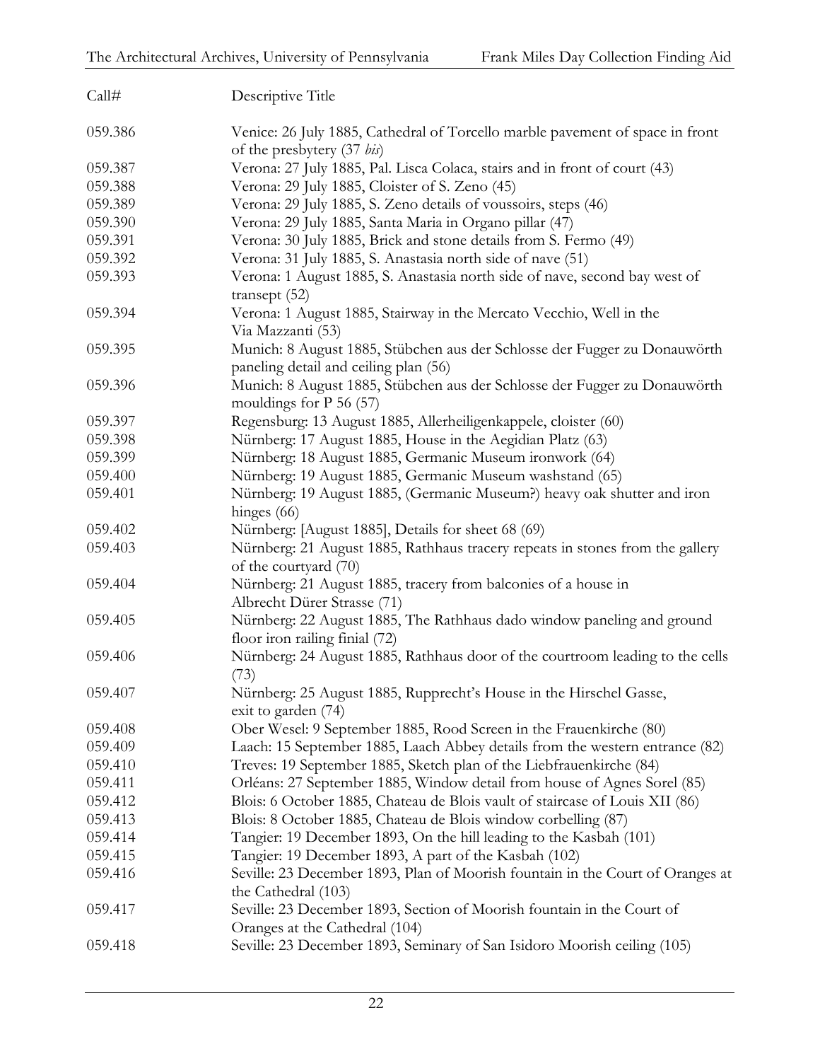| Call# | Descriptive Title |
|---|---|
| 059.386 | Venice: 26 July 1885, Cathedral of Torcello marble pavement of space in front of the presbytery (37 *bis*) |
| 059.387 | Verona: 27 July 1885, Pal. Lisca Colaca, stairs and in front of court (43) |
| 059.388 | Verona: 29 July 1885, Cloister of S. Zeno (45) |
| 059.389 | Verona: 29 July 1885, S. Zeno details of voussoirs, steps (46) |
| 059.390 | Verona: 29 July 1885, Santa Maria in Organo pillar (47) |
| 059.391 | Verona: 30 July 1885, Brick and stone details from S. Fermo (49) |
| 059.392 | Verona: 31 July 1885, S. Anastasia north side of nave (51) |
| 059.393 | Verona: 1 August 1885, S. Anastasia north side of nave, second bay west of transept (52) |
| 059.394 | Verona: 1 August 1885, Stairway in the Mercato Vecchio, Well in the Via Mazzanti (53) |
| 059.395 | Munich: 8 August 1885, Stübchen aus der Schlosse der Fugger zu Donauwörth paneling detail and ceiling plan (56) |
| 059.396 | Munich: 8 August 1885, Stübchen aus der Schlosse der Fugger zu Donauwörth mouldings for P 56 (57) |
| 059.397 | Regensburg: 13 August 1885, Allerheiligenkappele, cloister (60) |
| 059.398 | Nürnberg: 17 August 1885, House in the Aegidian Platz (63) |
| 059.399 | Nürnberg: 18 August 1885, Germanic Museum ironwork (64) |
| 059.400 | Nürnberg: 19 August 1885, Germanic Museum washstand (65) |
| 059.401 | Nürnberg: 19 August 1885, (Germanic Museum?) heavy oak shutter and iron hinges (66) |
| 059.402 | Nürnberg: [August 1885], Details for sheet 68 (69) |
| 059.403 | Nürnberg: 21 August 1885, Rathhaus tracery repeats in stones from the gallery of the courtyard (70) |
| 059.404 | Nürnberg: 21 August 1885, tracery from balconies of a house in Albrecht Dürer Strasse (71) |
| 059.405 | Nürnberg: 22 August 1885, The Rathhaus dado window paneling and ground floor iron railing finial (72) |
| 059.406 | Nürnberg: 24 August 1885, Rathhaus door of the courtroom leading to the cells (73) |
| 059.407 | Nürnberg: 25 August 1885, Rupprecht's House in the Hirschel Gasse, exit to garden (74) |
| 059.408 | Ober Wesel: 9 September 1885, Rood Screen in the Frauenkirche (80) |
| 059.409 | Laach: 15 September 1885, Laach Abbey details from the western entrance (82) |
| 059.410 | Treves: 19 September 1885, Sketch plan of the Liebfrauenkirche (84) |
| 059.411 | Orléans: 27 September 1885, Window detail from house of Agnes Sorel (85) |
| 059.412 | Blois: 6 October 1885, Chateau de Blois vault of staircase of Louis XII (86) |
| 059.413 | Blois: 8 October 1885, Chateau de Blois window corbelling (87) |
| 059.414 | Tangier: 19 December 1893, On the hill leading to the Kasbah (101) |
| 059.415 | Tangier: 19 December 1893, A part of the Kasbah (102) |
| 059.416 | Seville: 23 December 1893, Plan of Moorish fountain in the Court of Oranges at the Cathedral (103) |
| 059.417 | Seville: 23 December 1893, Section of Moorish fountain in the Court of Oranges at the Cathedral (104) |
| 059.418 | Seville: 23 December 1893, Seminary of San Isidoro Moorish ceiling (105) |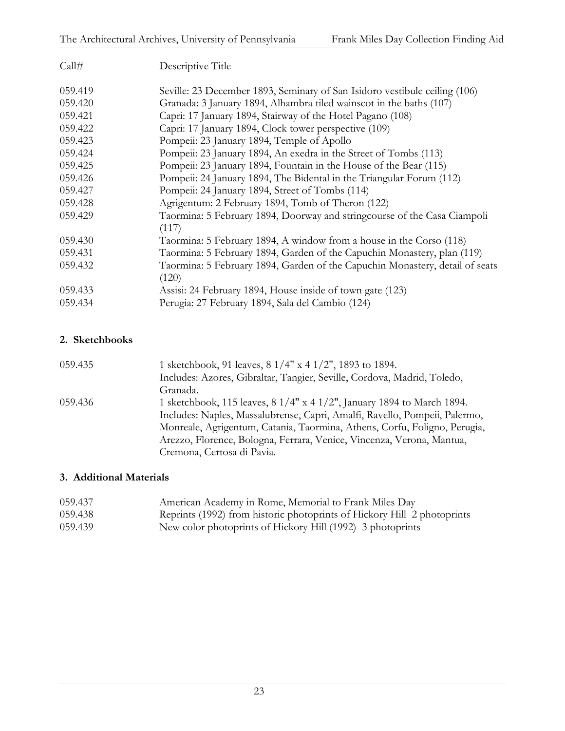| Call# | Descriptive Title |
|---|---|
| 059.419 | Seville: 23 December 1893, Seminary of San Isidoro vestibule ceiling (106) |
| 059.420 | Granada: 3 January 1894, Alhambra tiled wainscot in the baths (107) |
| 059.421 | Capri: 17 January 1894, Stairway of the Hotel Pagano (108) |
| 059.422 | Capri: 17 January 1894, Clock tower perspective (109) |
| 059.423 | Pompeii: 23 January 1894, Temple of Apollo |
| 059.424 | Pompeii: 23 January 1894, An exedra in the Street of Tombs (113) |
| 059.425 | Pompeii: 23 January 1894, Fountain in the House of the Bear (115) |
| 059.426 | Pompeii: 24 January 1894, The Bidental in the Triangular Forum (112) |
| 059.427 | Pompeii: 24 January 1894, Street of Tombs (114) |
| 059.428 | Agrigentum: 2 February 1894, Tomb of Theron (122) |
| 059.429 | Taormina: 5 February 1894, Doorway and stringcourse of the Casa Ciampoli (117) |
| 059.430 | Taormina: 5 February 1894, A window from a house in the Corso (118) |
| 059.431 | Taormina: 5 February 1894, Garden of the Capuchin Monastery, plan (119) |
| 059.432 | Taormina: 5 February 1894, Garden of the Capuchin Monastery, detail of seats (120) |
| 059.433 | Assisi: 24 February 1894, House inside of town gate (123) |
| 059.434 | Perugia: 27 February 1894, Sala del Cambio (124) |

### 2. Sketchbooks

| | |
|---|---|
| 059.435 | 1 sketchbook, 91 leaves, 8 1/4" x 4 1/2", 1893 to 1894. Includes: Azores, Gibraltar, Tangier, Seville, Cordova, Madrid, Toledo, Granada. |
| 059.436 | 1 sketchbook, 115 leaves, 8 1/4" x 4 1/2", January 1894 to March 1894. Includes: Naples, Massalubrense, Capri, Amalfi, Ravello, Pompeii, Palermo, Monreale, Agrigentum, Catania, Taormina, Athens, Corfu, Foligno, Perugia, Arezzo, Florence, Bologna, Ferrara, Venice, Vincenza, Verona, Mantua, Cremona, Certosa di Pavia. |

### 3. Additional Materials

| | |
|---|---|
| 059.437 | American Academy in Rome, Memorial to Frank Miles Day |
| 059.438 | Reprints (1992) from historic photoprints of Hickory Hill 2 photoprints |
| 059.439 | New color photoprints of Hickory Hill (1992) 3 photoprints |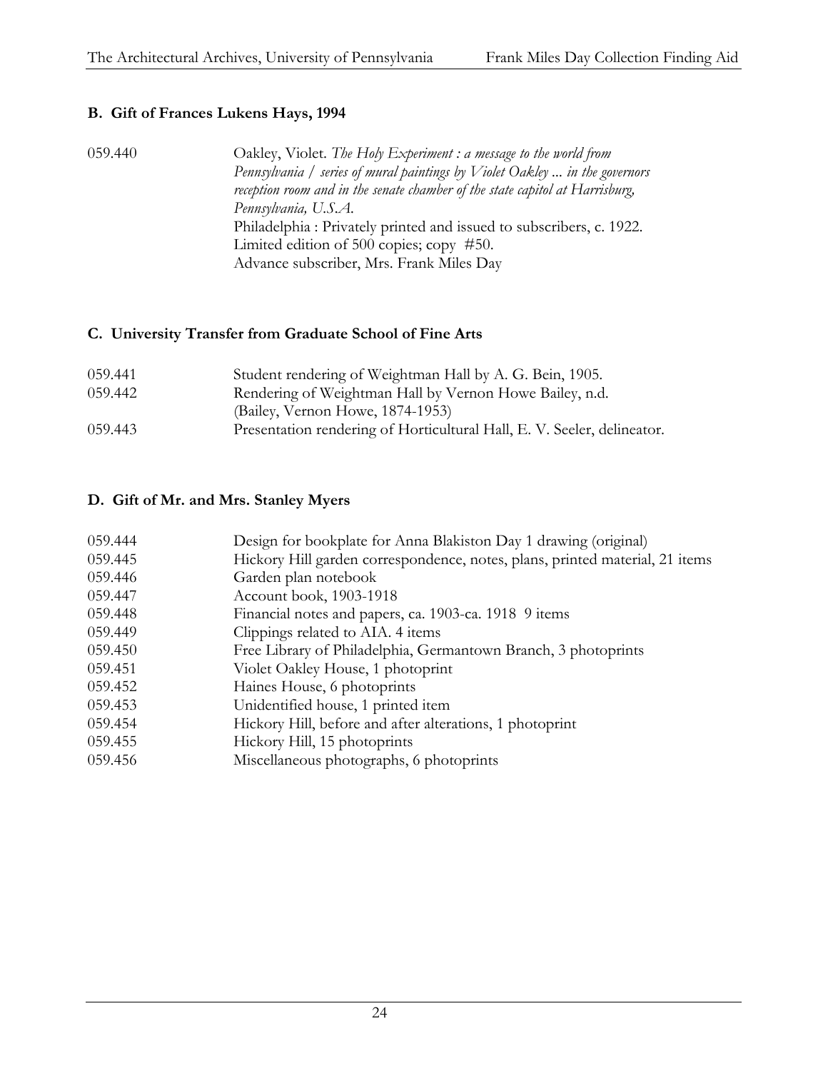### B. Gift of Frances Lukens Hays, 1994

| | |
|---|---|
| 059.440 | Oakley, Violet. *The Holy Experiment : a message to the world from Pennsylvania / series of mural paintings by Violet Oakley ... in the governors reception room and in the senate chamber of the state capitol at Harrisburg, Pennsylvania, U.S.A.* Philadelphia : Privately printed and issued to subscribers, c. 1922. Limited edition of 500 copies; copy #50. Advance subscriber, Mrs. Frank Miles Day |

### C. University Transfer from Graduate School of Fine Arts

| | |
|---|---|
| 059.441 | Student rendering of Weightman Hall by A. G. Bein, 1905. |
| 059.442 | Rendering of Weightman Hall by Vernon Howe Bailey, n.d. (Bailey, Vernon Howe, 1874-1953) |
| 059.443 | Presentation rendering of Horticultural Hall, E. V. Seeler, delineator. |

### D. Gift of Mr. and Mrs. Stanley Myers

| | |
|---|---|
| 059.444 | Design for bookplate for Anna Blakiston Day 1 drawing (original) |
| 059.445 | Hickory Hill garden correspondence, notes, plans, printed material, 21 items |
| 059.446 | Garden plan notebook |
| 059.447 | Account book, 1903-1918 |
| 059.448 | Financial notes and papers, ca. 1903-ca. 1918 9 items |
| 059.449 | Clippings related to AIA. 4 items |
| 059.450 | Free Library of Philadelphia, Germantown Branch, 3 photoprints |
| 059.451 | Violet Oakley House, 1 photoprint |
| 059.452 | Haines House, 6 photoprints |
| 059.453 | Unidentified house, 1 printed item |
| 059.454 | Hickory Hill, before and after alterations, 1 photoprint |
| 059.455 | Hickory Hill, 15 photoprints |
| 059.456 | Miscellaneous photographs, 6 photoprints |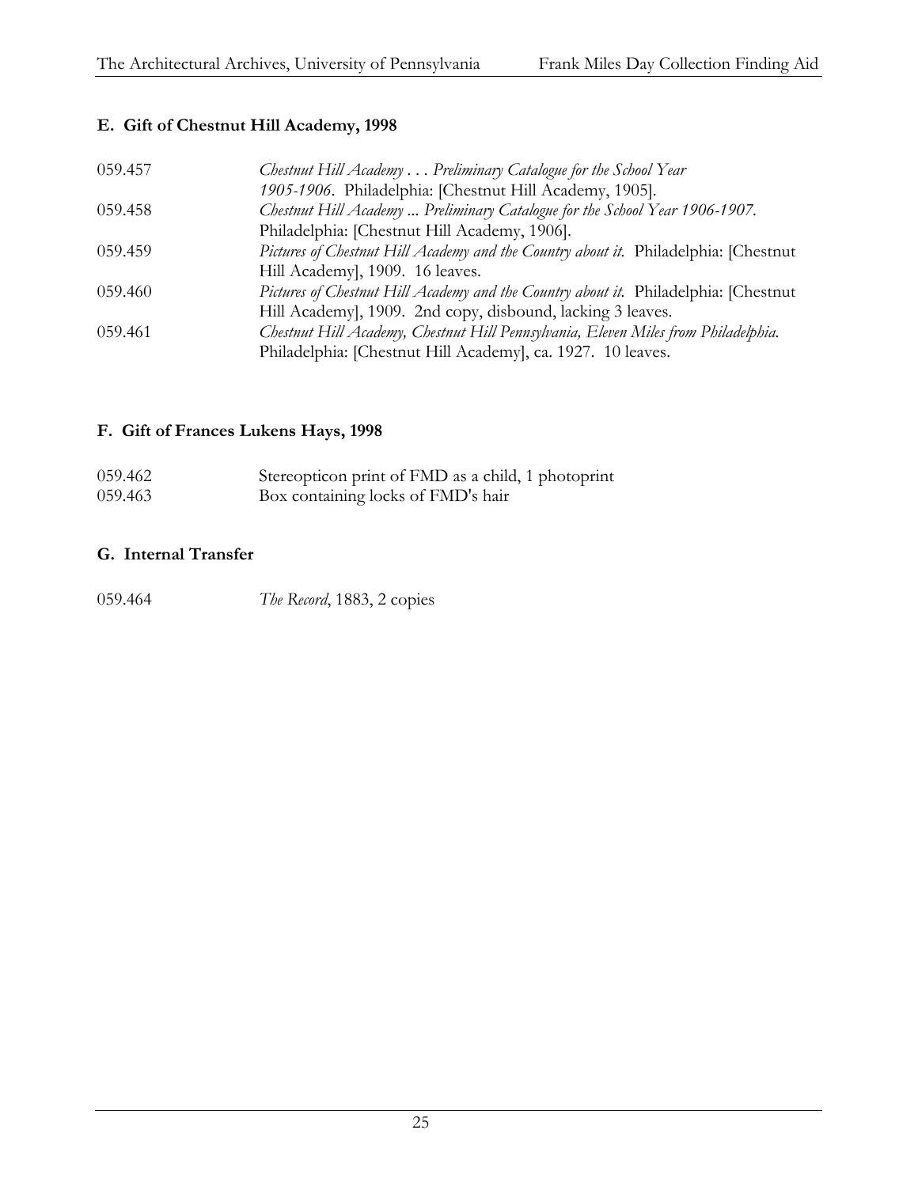### E. Gift of Chestnut Hill Academy, 1998

| | |
|---|---|
| 059.457 | *Chestnut Hill Academy . . . Preliminary Catalogue for the School Year 1905-1906*. Philadelphia: [Chestnut Hill Academy, 1905]. |
| 059.458 | *Chestnut Hill Academy ... Preliminary Catalogue for the School Year 1906-1907*. Philadelphia: [Chestnut Hill Academy, 1906]. |
| 059.459 | *Pictures of Chestnut Hill Academy and the Country about it*. Philadelphia: [Chestnut Hill Academy], 1909. 16 leaves. |
| 059.460 | *Pictures of Chestnut Hill Academy and the Country about it*. Philadelphia: [Chestnut Hill Academy], 1909. 2nd copy, disbound, lacking 3 leaves. |
| 059.461 | *Chestnut Hill Academy, Chestnut Hill Pennsylvania, Eleven Miles from Philadelphia*. Philadelphia: [Chestnut Hill Academy], ca. 1927. 10 leaves. |

### F. Gift of Frances Lukens Hays, 1998

| | |
|---|---|
| 059.462 | Stereopticon print of FMD as a child, 1 photoprint |
| 059.463 | Box containing locks of FMD's hair |

### G. Internal Transfer

| | |
|---|---|
| 059.464 | *The Record*, 1883, 2 copies |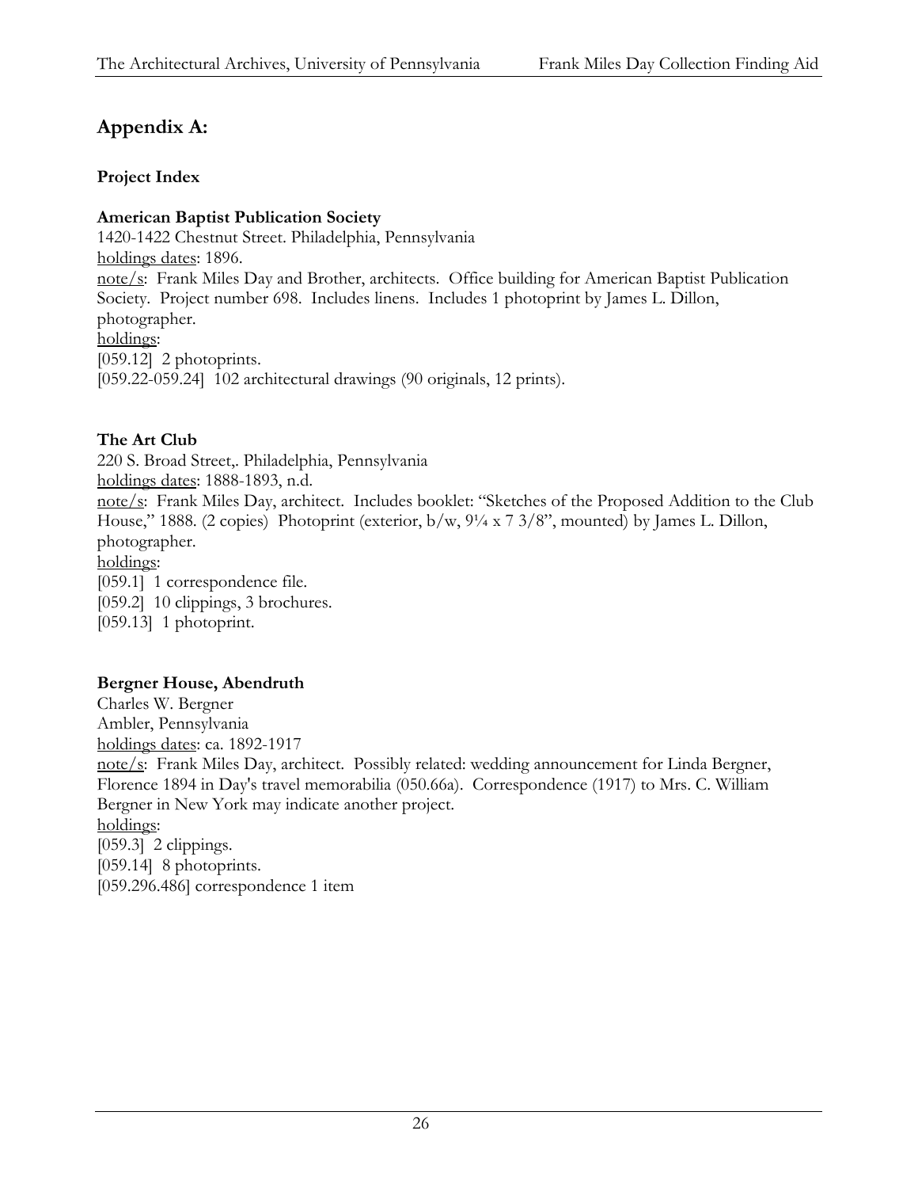## Appendix A:

### Project Index

**American Baptist Publication Society**
1420-1422 Chestnut Street. Philadelphia, Pennsylvania
holdings dates: 1896.
note/s: Frank Miles Day and Brother, architects. Office building for American Baptist Publication Society. Project number 698. Includes linens. Includes 1 photoprint by James L. Dillon, photographer.
holdings:
[059.12] 2 photoprints.
[059.22-059.24] 102 architectural drawings (90 originals, 12 prints).

**The Art Club**
220 S. Broad Street,. Philadelphia, Pennsylvania
holdings dates: 1888-1893, n.d.
note/s: Frank Miles Day, architect. Includes booklet: "Sketches of the Proposed Addition to the Club House," 1888. (2 copies) Photoprint (exterior, b/w, 9¼ x 7 3/8", mounted) by James L. Dillon, photographer.
holdings:
[059.1] 1 correspondence file.
[059.2] 10 clippings, 3 brochures.
[059.13] 1 photoprint.

**Bergner House, Abendruth**
Charles W. Bergner
Ambler, Pennsylvania
holdings dates: ca. 1892-1917
note/s: Frank Miles Day, architect. Possibly related: wedding announcement for Linda Bergner, Florence 1894 in Day's travel memorabilia (050.66a). Correspondence (1917) to Mrs. C. William Bergner in New York may indicate another project.
holdings:
[059.3] 2 clippings.
[059.14] 8 photoprints.
[059.296.486] correspondence 1 item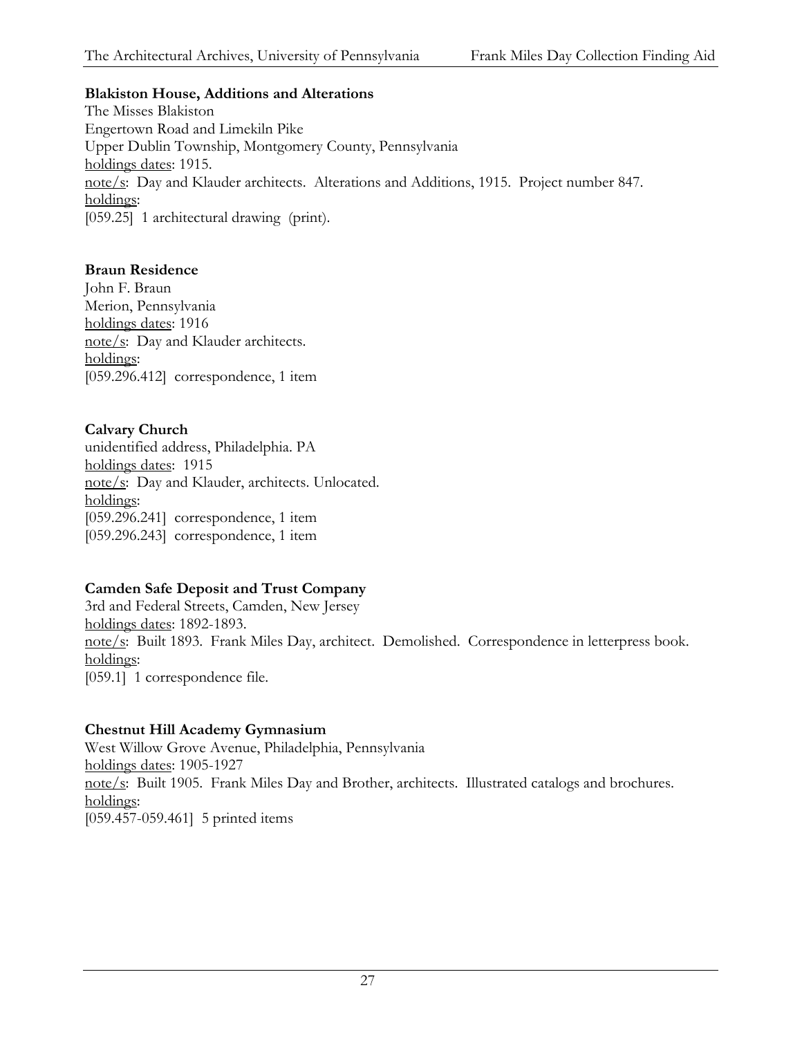**Blakiston House, Additions and Alterations**
The Misses Blakiston
Engertown Road and Limekiln Pike
Upper Dublin Township, Montgomery County, Pennsylvania
holdings dates: 1915.
note/s: Day and Klauder architects. Alterations and Additions, 1915. Project number 847.
holdings:
[059.25] 1 architectural drawing (print).

**Braun Residence**
John F. Braun
Merion, Pennsylvania
holdings dates: 1916
note/s: Day and Klauder architects.
holdings:
[059.296.412] correspondence, 1 item

**Calvary Church**
unidentified address, Philadelphia. PA
holdings dates: 1915
note/s: Day and Klauder, architects. Unlocated.
holdings:
[059.296.241] correspondence, 1 item
[059.296.243] correspondence, 1 item

**Camden Safe Deposit and Trust Company**
3rd and Federal Streets, Camden, New Jersey
holdings dates: 1892-1893.
note/s: Built 1893. Frank Miles Day, architect. Demolished. Correspondence in letterpress book.
holdings:
[059.1] 1 correspondence file.

**Chestnut Hill Academy Gymnasium**
West Willow Grove Avenue, Philadelphia, Pennsylvania
holdings dates: 1905-1927
note/s: Built 1905. Frank Miles Day and Brother, architects. Illustrated catalogs and brochures.
holdings:
[059.457-059.461] 5 printed items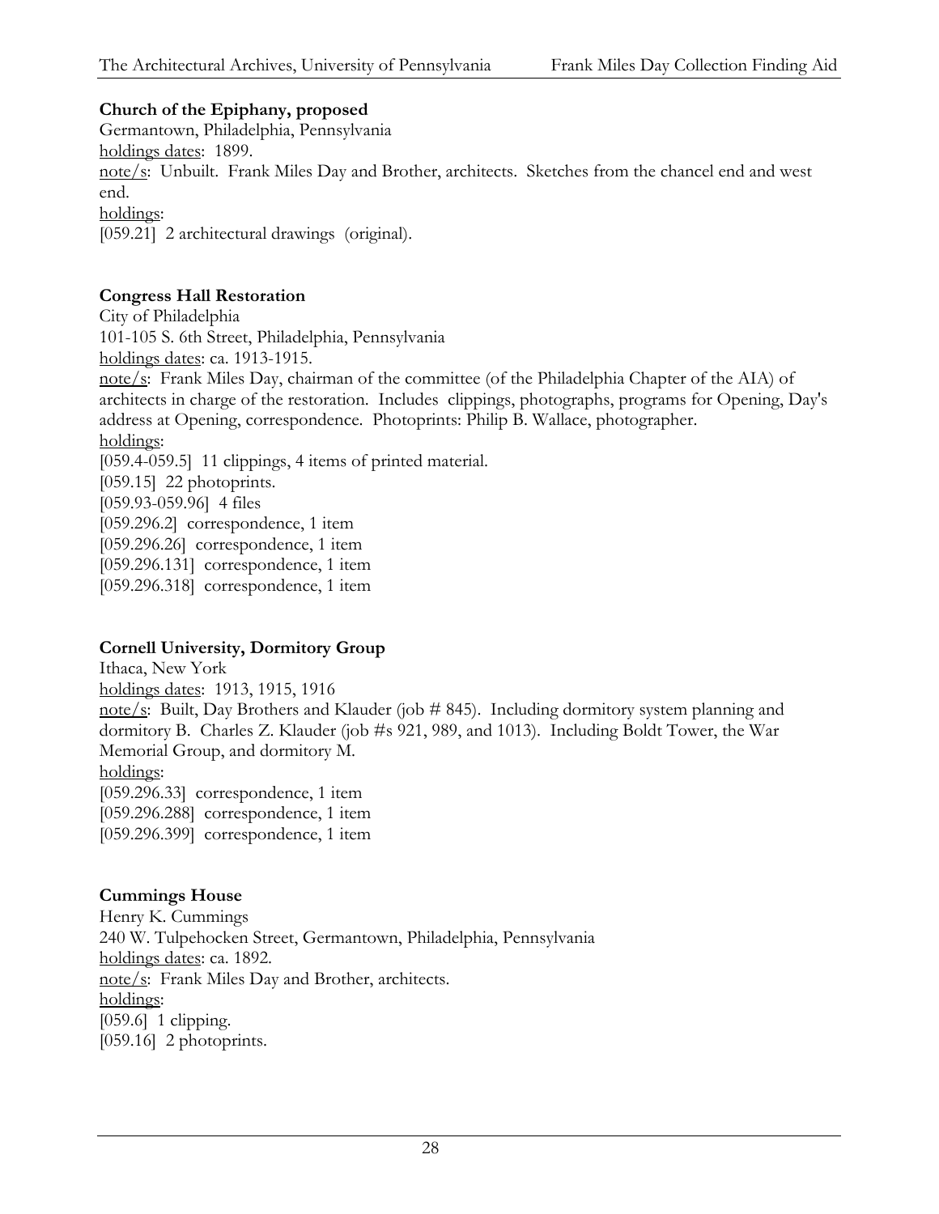**Church of the Epiphany, proposed**
Germantown, Philadelphia, Pennsylvania
holdings dates: 1899.
note/s: Unbuilt. Frank Miles Day and Brother, architects. Sketches from the chancel end and west end.
holdings:
[059.21] 2 architectural drawings (original).

**Congress Hall Restoration**
City of Philadelphia
101-105 S. 6th Street, Philadelphia, Pennsylvania
holdings dates: ca. 1913-1915.
note/s: Frank Miles Day, chairman of the committee (of the Philadelphia Chapter of the AIA) of architects in charge of the restoration. Includes clippings, photographs, programs for Opening, Day's address at Opening, correspondence. Photoprints: Philip B. Wallace, photographer.
holdings:
[059.4-059.5] 11 clippings, 4 items of printed material.
[059.15] 22 photoprints.
[059.93-059.96] 4 files
[059.296.2] correspondence, 1 item
[059.296.26] correspondence, 1 item
[059.296.131] correspondence, 1 item
[059.296.318] correspondence, 1 item

**Cornell University, Dormitory Group**
Ithaca, New York
holdings dates: 1913, 1915, 1916
note/s: Built, Day Brothers and Klauder (job # 845). Including dormitory system planning and dormitory B. Charles Z. Klauder (job #s 921, 989, and 1013). Including Boldt Tower, the War Memorial Group, and dormitory M.
holdings:
[059.296.33] correspondence, 1 item
[059.296.288] correspondence, 1 item
[059.296.399] correspondence, 1 item

**Cummings House**
Henry K. Cummings
240 W. Tulpehocken Street, Germantown, Philadelphia, Pennsylvania
holdings dates: ca. 1892.
note/s: Frank Miles Day and Brother, architects.
holdings:
[059.6] 1 clipping.
[059.16] 2 photoprints.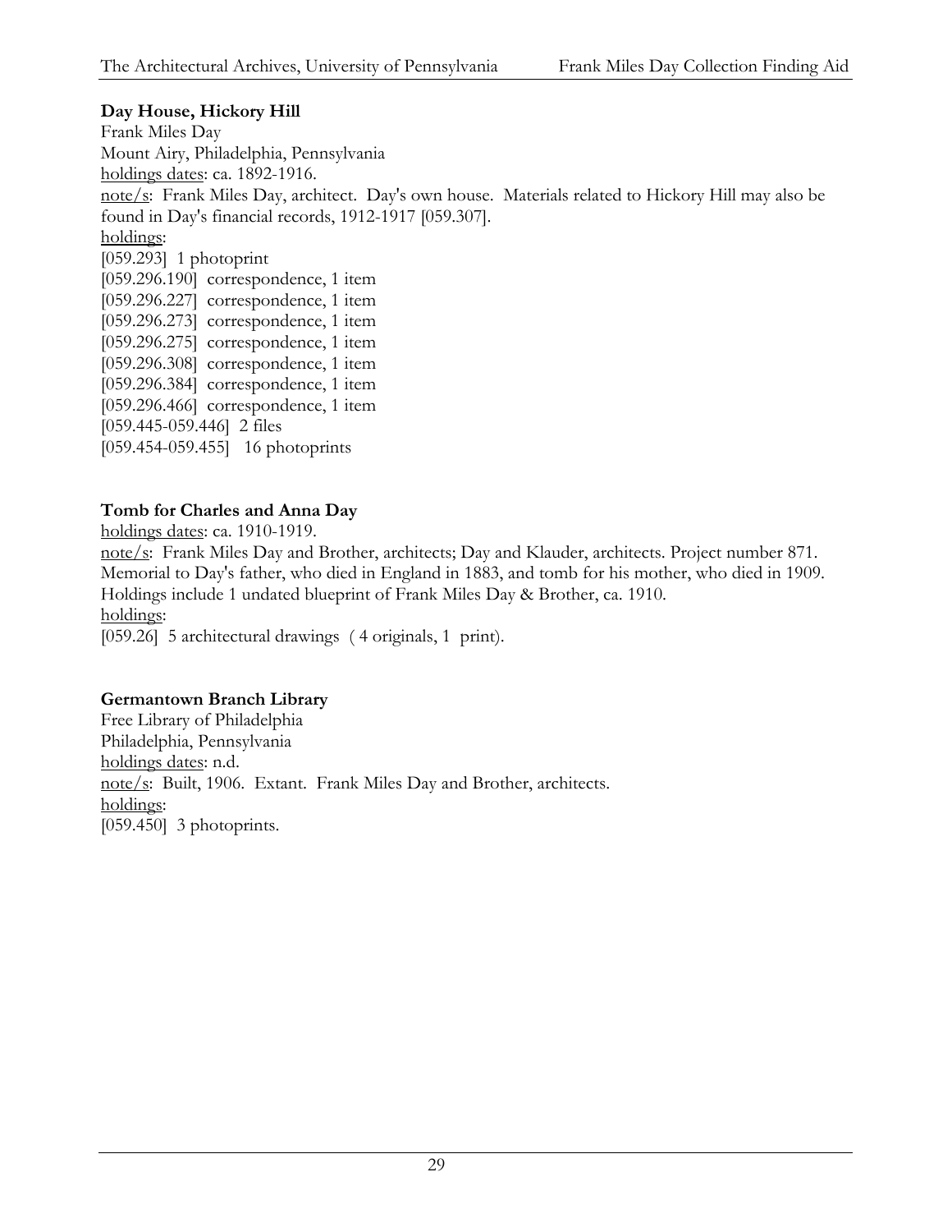**Day House, Hickory Hill**

Frank Miles Day
Mount Airy, Philadelphia, Pennsylvania
holdings dates: ca. 1892-1916.
note/s: Frank Miles Day, architect. Day's own house. Materials related to Hickory Hill may also be found in Day's financial records, 1912-1917 [059.307].
holdings:
[059.293] 1 photoprint
[059.296.190] correspondence, 1 item
[059.296.227] correspondence, 1 item
[059.296.273] correspondence, 1 item
[059.296.275] correspondence, 1 item
[059.296.308] correspondence, 1 item
[059.296.384] correspondence, 1 item
[059.296.466] correspondence, 1 item
[059.445-059.446] 2 files
[059.454-059.455] 16 photoprints

**Tomb for Charles and Anna Day**

holdings dates: ca. 1910-1919.
note/s: Frank Miles Day and Brother, architects; Day and Klauder, architects. Project number 871. Memorial to Day's father, who died in England in 1883, and tomb for his mother, who died in 1909. Holdings include 1 undated blueprint of Frank Miles Day & Brother, ca. 1910.
holdings:
[059.26] 5 architectural drawings ( 4 originals, 1 print).

**Germantown Branch Library**

Free Library of Philadelphia
Philadelphia, Pennsylvania
holdings dates: n.d.
note/s: Built, 1906. Extant. Frank Miles Day and Brother, architects.
holdings:
[059.450] 3 photoprints.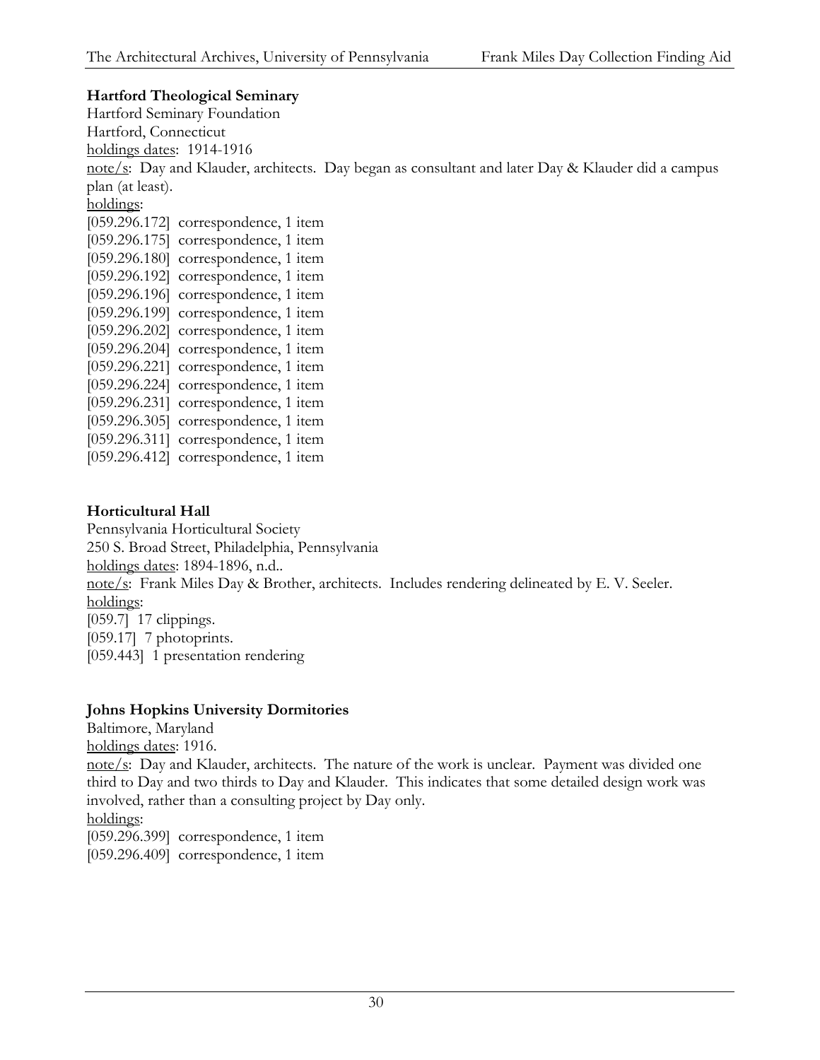**Hartford Theological Seminary**
Hartford Seminary Foundation
Hartford, Connecticut
holdings dates: 1914-1916
note/s: Day and Klauder, architects. Day began as consultant and later Day & Klauder did a campus plan (at least).
holdings:
[059.296.172] correspondence, 1 item
[059.296.175] correspondence, 1 item
[059.296.180] correspondence, 1 item
[059.296.192] correspondence, 1 item
[059.296.196] correspondence, 1 item
[059.296.199] correspondence, 1 item
[059.296.202] correspondence, 1 item
[059.296.204] correspondence, 1 item
[059.296.221] correspondence, 1 item
[059.296.224] correspondence, 1 item
[059.296.231] correspondence, 1 item
[059.296.305] correspondence, 1 item
[059.296.311] correspondence, 1 item
[059.296.412] correspondence, 1 item

**Horticultural Hall**
Pennsylvania Horticultural Society
250 S. Broad Street, Philadelphia, Pennsylvania
holdings dates: 1894-1896, n.d..
note/s: Frank Miles Day & Brother, architects. Includes rendering delineated by E. V. Seeler.
holdings:
[059.7] 17 clippings.
[059.17] 7 photoprints.
[059.443] 1 presentation rendering

**Johns Hopkins University Dormitories**
Baltimore, Maryland
holdings dates: 1916.
note/s: Day and Klauder, architects. The nature of the work is unclear. Payment was divided one third to Day and two thirds to Day and Klauder. This indicates that some detailed design work was involved, rather than a consulting project by Day only.
holdings:
[059.296.399] correspondence, 1 item
[059.296.409] correspondence, 1 item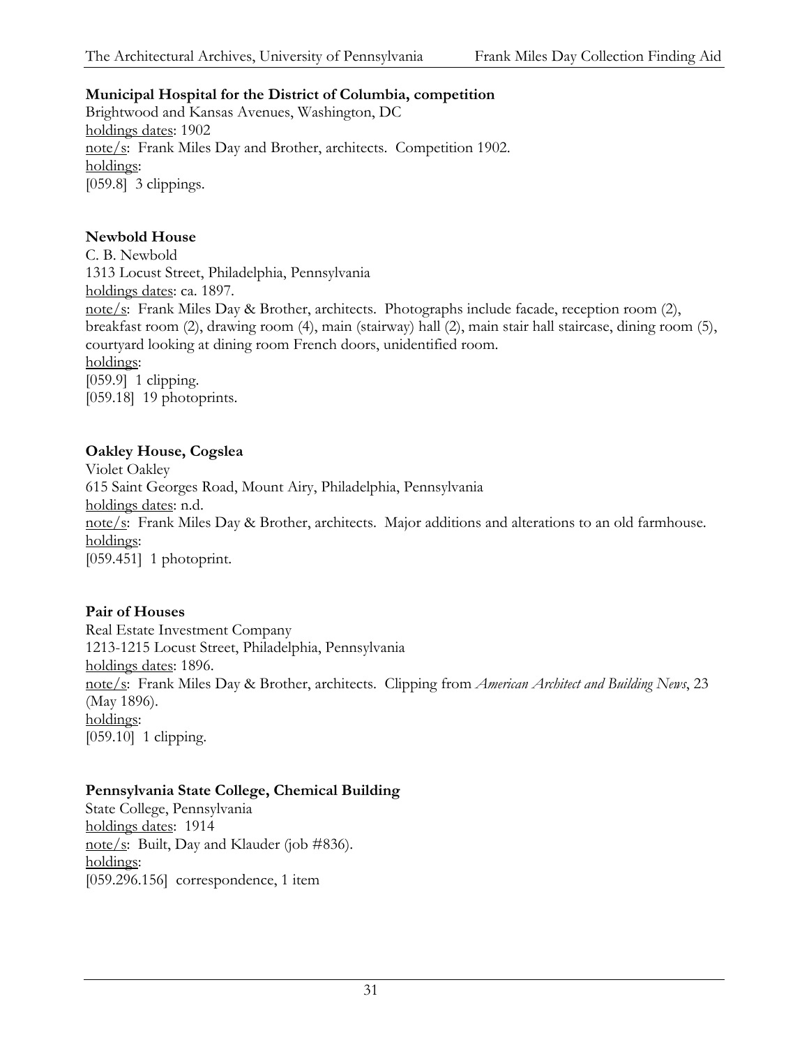**Municipal Hospital for the District of Columbia, competition**
Brightwood and Kansas Avenues, Washington, DC
holdings dates: 1902
note/s: Frank Miles Day and Brother, architects. Competition 1902.
holdings:
[059.8] 3 clippings.

**Newbold House**
C. B. Newbold
1313 Locust Street, Philadelphia, Pennsylvania
holdings dates: ca. 1897.
note/s: Frank Miles Day & Brother, architects. Photographs include facade, reception room (2), breakfast room (2), drawing room (4), main (stairway) hall (2), main stair hall staircase, dining room (5), courtyard looking at dining room French doors, unidentified room.
holdings:
[059.9] 1 clipping.
[059.18] 19 photoprints.

**Oakley House, Cogslea**
Violet Oakley
615 Saint Georges Road, Mount Airy, Philadelphia, Pennsylvania
holdings dates: n.d.
note/s: Frank Miles Day & Brother, architects. Major additions and alterations to an old farmhouse.
holdings:
[059.451] 1 photoprint.

**Pair of Houses**
Real Estate Investment Company
1213-1215 Locust Street, Philadelphia, Pennsylvania
holdings dates: 1896.
note/s: Frank Miles Day & Brother, architects. Clipping from *American Architect and Building News*, 23 (May 1896).
holdings:
[059.10] 1 clipping.

**Pennsylvania State College, Chemical Building**
State College, Pennsylvania
holdings dates: 1914
note/s: Built, Day and Klauder (job #836).
holdings:
[059.296.156] correspondence, 1 item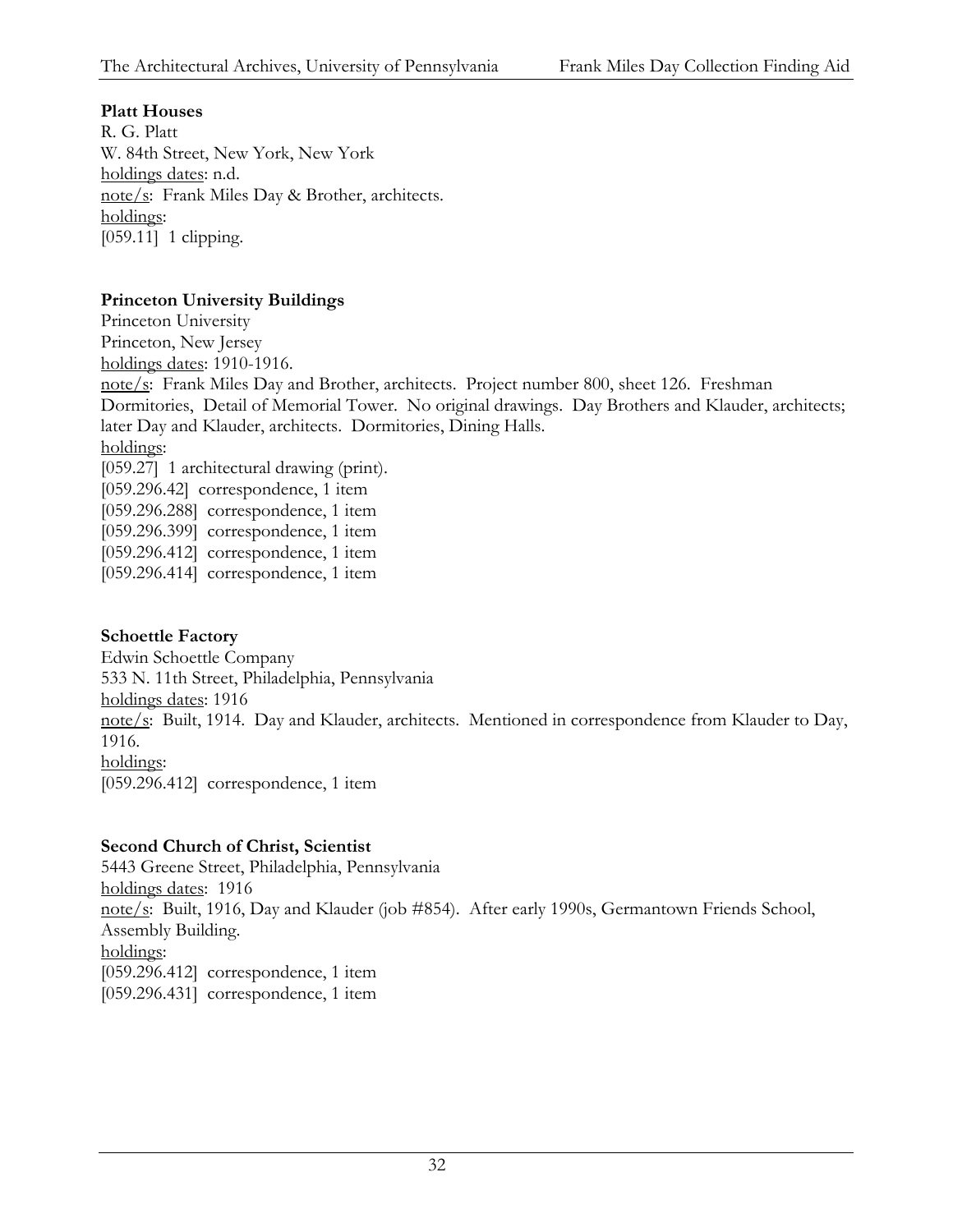**Platt Houses**
R. G. Platt
W. 84th Street, New York, New York
holdings dates: n.d.
note/s: Frank Miles Day & Brother, architects.
holdings:
[059.11] 1 clipping.

**Princeton University Buildings**
Princeton University
Princeton, New Jersey
holdings dates: 1910-1916.
note/s: Frank Miles Day and Brother, architects. Project number 800, sheet 126. Freshman Dormitories, Detail of Memorial Tower. No original drawings. Day Brothers and Klauder, architects; later Day and Klauder, architects. Dormitories, Dining Halls.
holdings:
[059.27] 1 architectural drawing (print).
[059.296.42] correspondence, 1 item
[059.296.288] correspondence, 1 item
[059.296.399] correspondence, 1 item
[059.296.412] correspondence, 1 item
[059.296.414] correspondence, 1 item

**Schoettle Factory**
Edwin Schoettle Company
533 N. 11th Street, Philadelphia, Pennsylvania
holdings dates: 1916
note/s: Built, 1914. Day and Klauder, architects. Mentioned in correspondence from Klauder to Day, 1916.
holdings:
[059.296.412] correspondence, 1 item

**Second Church of Christ, Scientist**
5443 Greene Street, Philadelphia, Pennsylvania
holdings dates: 1916
note/s: Built, 1916, Day and Klauder (job #854). After early 1990s, Germantown Friends School, Assembly Building.
holdings:
[059.296.412] correspondence, 1 item
[059.296.431] correspondence, 1 item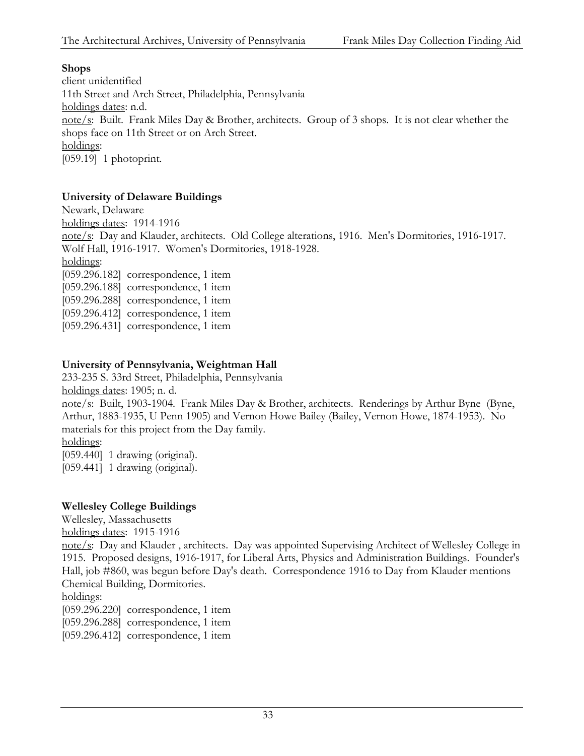**Shops**
client unidentified
11th Street and Arch Street, Philadelphia, Pennsylvania
holdings dates: n.d.
note/s: Built. Frank Miles Day & Brother, architects. Group of 3 shops. It is not clear whether the shops face on 11th Street or on Arch Street.
holdings:
[059.19] 1 photoprint.

**University of Delaware Buildings**
Newark, Delaware
holdings dates: 1914-1916
note/s: Day and Klauder, architects. Old College alterations, 1916. Men's Dormitories, 1916-1917. Wolf Hall, 1916-1917. Women's Dormitories, 1918-1928.
holdings:
[059.296.182] correspondence, 1 item
[059.296.188] correspondence, 1 item
[059.296.288] correspondence, 1 item
[059.296.412] correspondence, 1 item
[059.296.431] correspondence, 1 item

**University of Pennsylvania, Weightman Hall**
233-235 S. 33rd Street, Philadelphia, Pennsylvania
holdings dates: 1905; n. d.
note/s: Built, 1903-1904. Frank Miles Day & Brother, architects. Renderings by Arthur Byne (Byne, Arthur, 1883-1935, U Penn 1905) and Vernon Howe Bailey (Bailey, Vernon Howe, 1874-1953). No materials for this project from the Day family.
holdings:
[059.440] 1 drawing (original).
[059.441] 1 drawing (original).

**Wellesley College Buildings**
Wellesley, Massachusetts
holdings dates: 1915-1916
note/s: Day and Klauder , architects. Day was appointed Supervising Architect of Wellesley College in 1915. Proposed designs, 1916-1917, for Liberal Arts, Physics and Administration Buildings. Founder's Hall, job #860, was begun before Day's death. Correspondence 1916 to Day from Klauder mentions Chemical Building, Dormitories.
holdings:
[059.296.220] correspondence, 1 item
[059.296.288] correspondence, 1 item
[059.296.412] correspondence, 1 item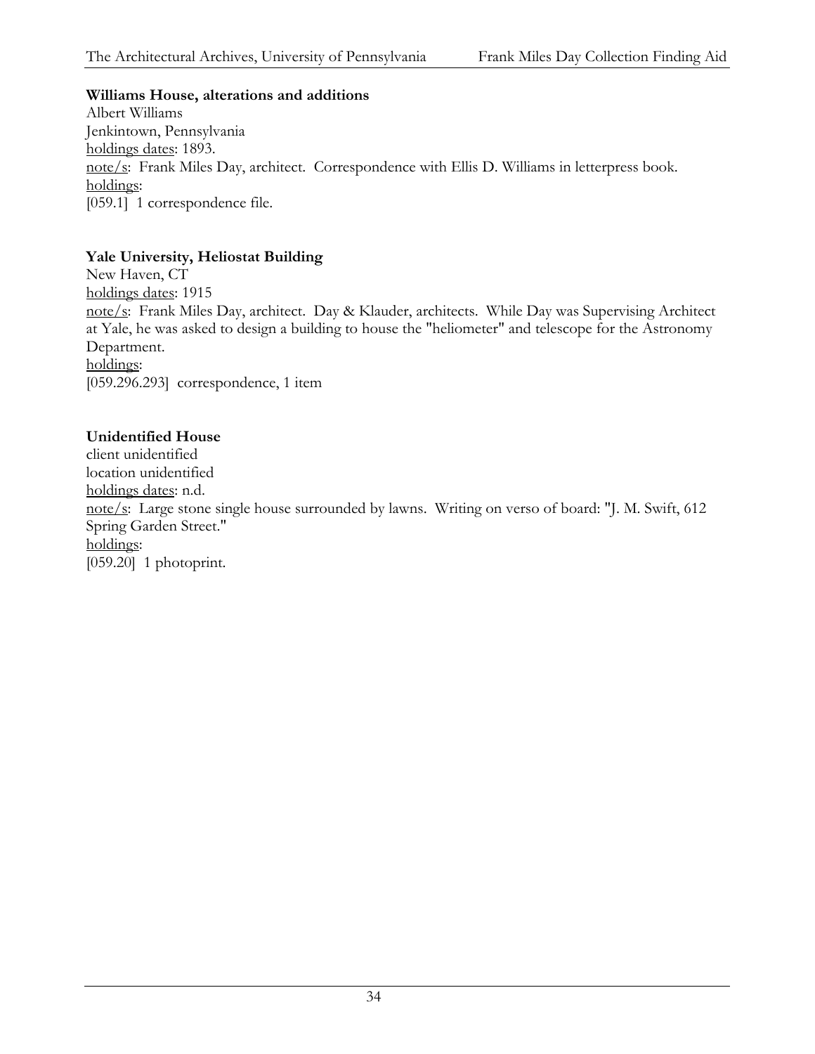**Williams House, alterations and additions**
Albert Williams
Jenkintown, Pennsylvania
holdings dates: 1893.
note/s: Frank Miles Day, architect. Correspondence with Ellis D. Williams in letterpress book.
holdings:
[059.1] 1 correspondence file.

**Yale University, Heliostat Building**
New Haven, CT
holdings dates: 1915
note/s: Frank Miles Day, architect. Day & Klauder, architects. While Day was Supervising Architect at Yale, he was asked to design a building to house the "heliometer" and telescope for the Astronomy Department.
holdings:
[059.296.293] correspondence, 1 item

**Unidentified House**
client unidentified
location unidentified
holdings dates: n.d.
note/s: Large stone single house surrounded by lawns. Writing on verso of board: "J. M. Swift, 612 Spring Garden Street."
holdings:
[059.20] 1 photoprint.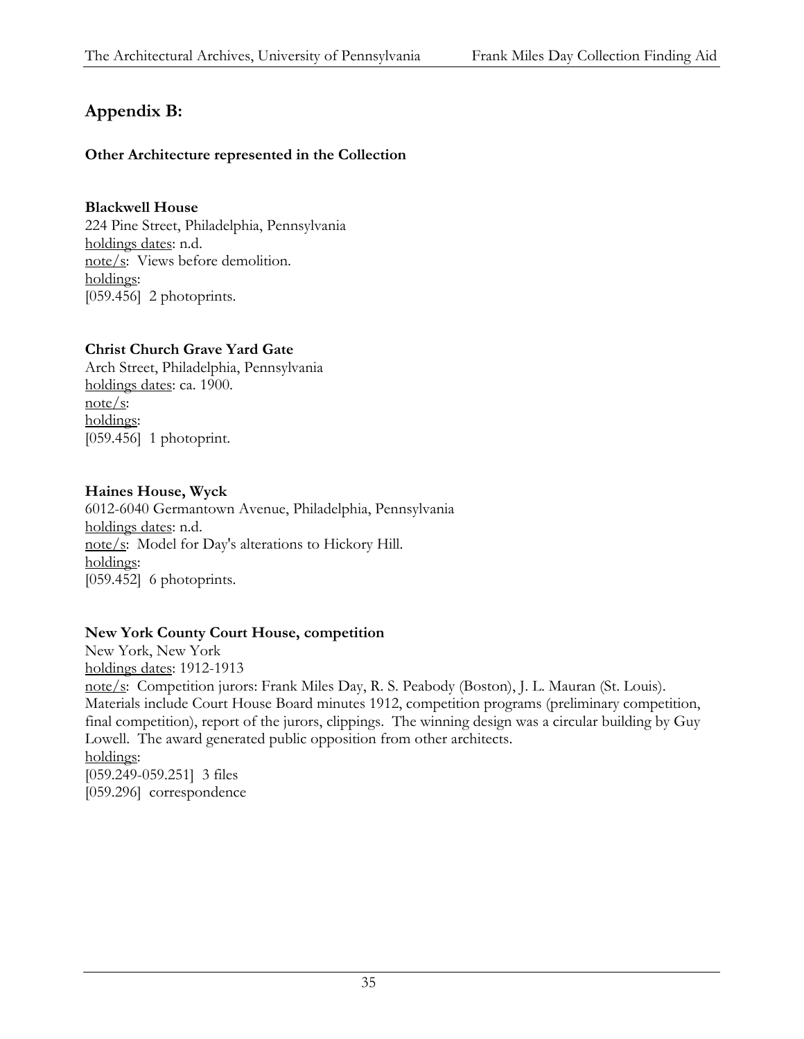## Appendix B:

### Other Architecture represented in the Collection

**Blackwell House**
224 Pine Street, Philadelphia, Pennsylvania
<u>holdings dates</u>: n.d.
<u>note/s</u>: Views before demolition.
<u>holdings</u>:
[059.456] 2 photoprints.

**Christ Church Grave Yard Gate**
Arch Street, Philadelphia, Pennsylvania
<u>holdings dates</u>: ca. 1900.
<u>note/s</u>:
<u>holdings</u>:
[059.456] 1 photoprint.

**Haines House, Wyck**
6012-6040 Germantown Avenue, Philadelphia, Pennsylvania
<u>holdings dates</u>: n.d.
<u>note/s</u>: Model for Day's alterations to Hickory Hill.
<u>holdings</u>:
[059.452] 6 photoprints.

**New York County Court House, competition**
New York, New York
<u>holdings dates</u>: 1912-1913
<u>note/s</u>: Competition jurors: Frank Miles Day, R. S. Peabody (Boston), J. L. Mauran (St. Louis). Materials include Court House Board minutes 1912, competition programs (preliminary competition, final competition), report of the jurors, clippings. The winning design was a circular building by Guy Lowell. The award generated public opposition from other architects.
<u>holdings</u>:
[059.249-059.251] 3 files
[059.296] correspondence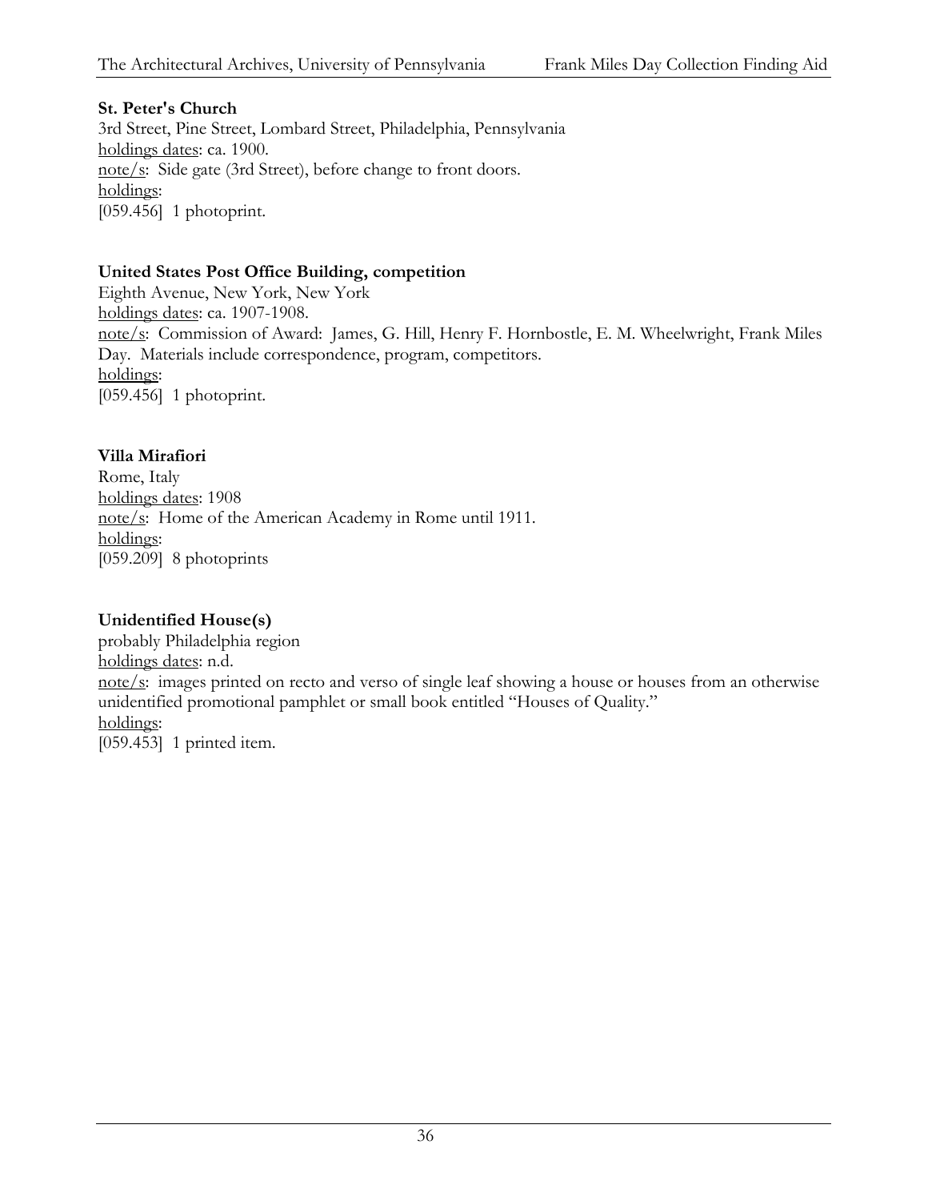**St. Peter's Church**
3rd Street, Pine Street, Lombard Street, Philadelphia, Pennsylvania
holdings dates: ca. 1900.
note/s: Side gate (3rd Street), before change to front doors.
holdings:
[059.456] 1 photoprint.

**United States Post Office Building, competition**
Eighth Avenue, New York, New York
holdings dates: ca. 1907-1908.
note/s: Commission of Award: James, G. Hill, Henry F. Hornbostle, E. M. Wheelwright, Frank Miles Day. Materials include correspondence, program, competitors.
holdings:
[059.456] 1 photoprint.

**Villa Mirafiori**
Rome, Italy
holdings dates: 1908
note/s: Home of the American Academy in Rome until 1911.
holdings:
[059.209] 8 photoprints

**Unidentified House(s)**
probably Philadelphia region
holdings dates: n.d.
note/s: images printed on recto and verso of single leaf showing a house or houses from an otherwise unidentified promotional pamphlet or small book entitled "Houses of Quality."
holdings:
[059.453] 1 printed item.